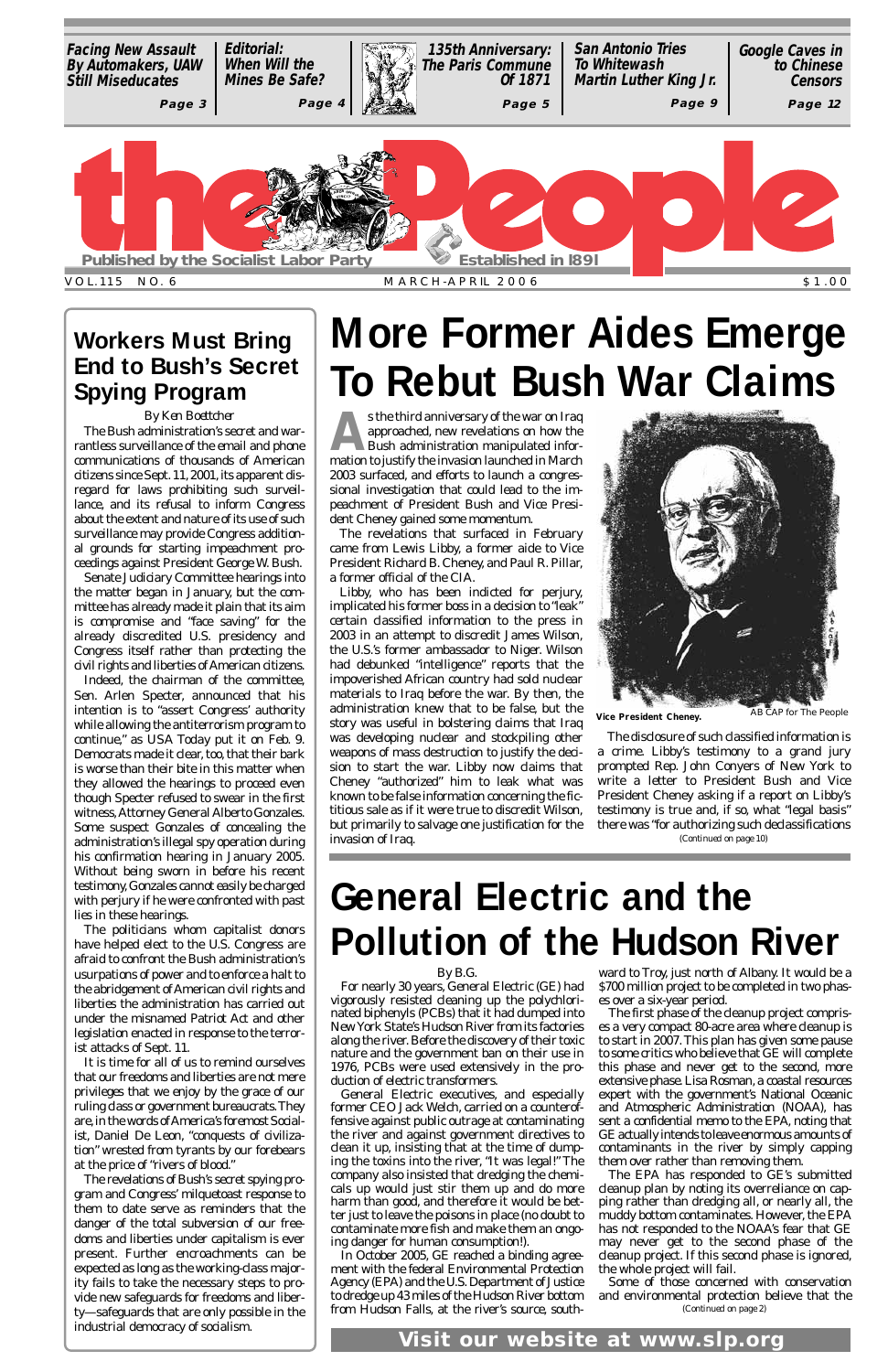Facing New Assault By Automakers, UAW Still Miseducates — Page 3

Editorial: When Will the Mines Be Safe? — Page 4

135th Anniversary: The Paris Commune Of 1871 — Page 5

San Antonio Tries To Whitewash Martin Luther King Jr. — Page 9

Google Caves in to Chinese Censors — Page 12

# the People

Published by the Socialist Labor Party — Established in 1891

VOL.115 NO. 6 — MARCH-APRIL 2006 — $1.00

## Workers Must Bring End to Bush's Secret Spying Program

By Ken Boettcher

The Bush administration's secret and warrantless surveillance of the email and phone communications of thousands of American citizens since Sept. 11, 2001, its apparent disregard for laws prohibiting such surveillance, and its refusal to inform Congress about the extent and nature of its use of such surveillance may provide Congress additional grounds for starting impeachment proceedings against President George W. Bush.

Senate Judiciary Committee hearings into the matter began in January, but the committee has already made it plain that its aim is compromise and "face saving" for the already discredited U.S. presidency and Congress itself rather than protecting the civil rights and liberties of American citizens.

Indeed, the chairman of the committee, Sen. Arlen Specter, announced that his intention is to "assert Congress' authority while allowing the antiterrorism program to continue," as USA Today put it on Feb. 9. Democrats made it clear, too, that their bark is worse than their bite in this matter when they allowed the hearings to proceed even though Specter refused to swear in the first witness, Attorney General Alberto Gonzales. Some suspect Gonzales of concealing the administration's illegal spy operation during his confirmation hearing in January 2005. Without being sworn in before his recent testimony, Gonzales cannot easily be charged with perjury if he were confronted with past lies in these hearings.

The politicians whom capitalist donors have helped elect to the U.S. Congress are afraid to confront the Bush administration's usurpations of power and to enforce a halt to the abridgement of American civil rights and liberties the administration has carried out under the misnamed Patriot Act and other legislation enacted in response to the terrorist attacks of Sept. 11.

It is time for all of us to remind ourselves that our freedoms and liberties are not mere privileges that we enjoy by the grace of our ruling class or government bureaucrats. They are, in the words of America's foremost Socialist, Daniel De Leon, "conquests of civilization" wrested from tyrants by our forebears at the price of "rivers of blood."

The revelations of Bush's secret spying program and Congress' milquetoast response to them to date serve as reminders that the danger of the total subversion of our freedoms and liberties under capitalism is ever present. Further encroachments can be expected as long as the working-class majority fails to take the necessary steps to provide new safeguards for freedoms and liberty—safeguards that are only possible in the industrial democracy of socialism.

# More Former Aides Emerge To Rebut Bush War Claims

As the third anniversary of the war on Iraq approached, new revelations on how the Bush administration manipulated information to justify the invasion launched in March 2003 surfaced, and efforts to launch a congressional investigation that could lead to the impeachment of President Bush and Vice President Cheney gained some momentum.

The revelations that surfaced in February came from Lewis Libby, a former aide to Vice President Richard B. Cheney, and Paul R. Pillar, a former official of the CIA.

Libby, who has been indicted for perjury, implicated his former boss in a decision to "leak" certain classified information to the press in 2003 in an attempt to discredit James Wilson, the U.S.'s former ambassador to Niger. Wilson had debunked "intelligence" reports that the impoverished African country had sold nuclear materials to Iraq before the war. By then, the administration knew that to be false, but the story was useful in bolstering claims that Iraq was developing nuclear and stockpiling other weapons of mass destruction to justify the decision to start the war. Libby now claims that Cheney "authorized" him to leak what was known to be false information concerning the fictitious sale as if it were true to discredit Wilson, but primarily to salvage one justification for the invasion of Iraq.

Vice President Cheney. — AB CAP for The People

The disclosure of such classified information is a crime. Libby's testimony to a grand jury prompted Rep. John Conyers of New York to write a letter to President Bush and Vice President Cheney asking if a report on Libby's testimony is true and, if so, what "legal basis" there was "for authorizing such declassifications

(Continued on page 10)

# General Electric and the Pollution of the Hudson River

By B.G.

For nearly 30 years, General Electric (GE) had vigorously resisted cleaning up the polychlorinated biphenyls (PCBs) that it had dumped into New York State's Hudson River from its factories along the river. Before the discovery of their toxic nature and the government ban on their use in 1976, PCBs were used extensively in the production of electric transformers.

General Electric executives, and especially former CEO Jack Welch, carried on a counteroffensive against public outrage at contaminating the river and against government directives to clean it up, insisting that at the time of dumping the toxins into the river, "It was legal!" The company also insisted that dredging the chemicals up would just stir them up and do more harm than good, and therefore it would be better just to leave the poisons in place (no doubt to contaminate more fish and make them an ongoing danger for human consumption!).

In October 2005, GE reached a binding agreement with the federal Environmental Protection Agency (EPA) and the U.S. Department of Justice to dredge up 43 miles of the Hudson River bottom from Hudson Falls, at the river's source, southward to Troy, just north of Albany. It would be a $700 million project to be completed in two phases over a six-year period.

The first phase of the cleanup project comprises a very compact 80-acre area where cleanup is to start in 2007. This plan has given some pause to some critics who believe that GE will complete this phase and never get to the second, more extensive phase. Lisa Rosman, a coastal resources expert with the government's National Oceanic and Atmospheric Administration (NOAA), has sent a confidential memo to the EPA, noting that GE actually intends to leave enormous amounts of contaminants in the river by simply capping them over rather than removing them.

The EPA has responded to GE's submitted cleanup plan by noting its overreliance on capping rather than dredging all, or nearly all, the muddy bottom contaminates. However, the EPA has not responded to the NOAA's fear that GE may never get to the second phase of the cleanup project. If this second phase is ignored, the whole project will fail.

Some of those concerned with conservation and environmental protection believe that the

(Continued on page 2)

Visit our website at www.slp.org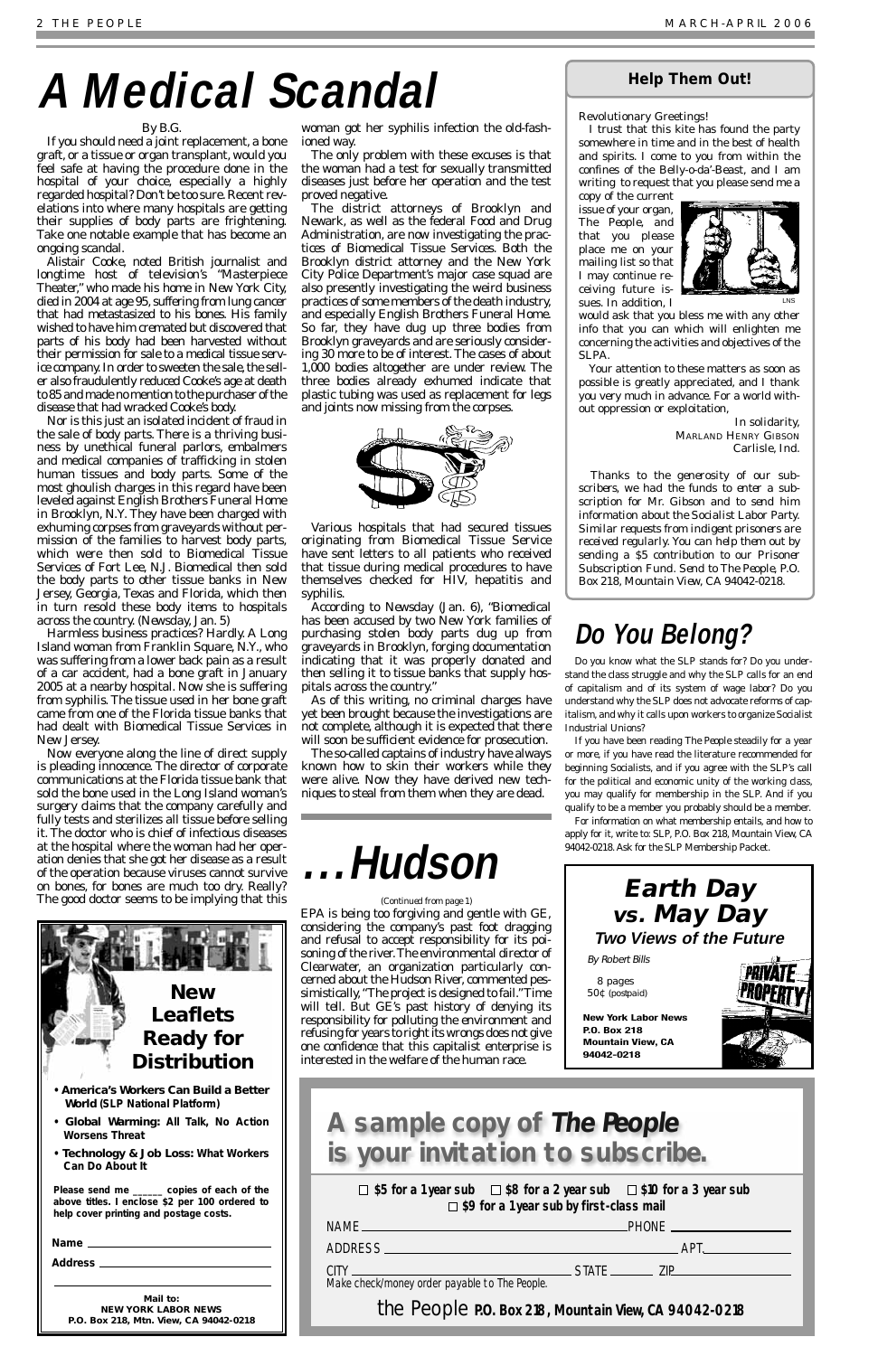# A Medical Scandal

By B.G.

If you should need a joint replacement, a bone graft, or a tissue or organ transplant, would you feel safe at having the procedure done in the hospital of your choice, especially a highly regarded hospital? Don't be too sure. Recent revelations into where many hospitals are getting their supplies of body parts are frightening. Take one notable example that has become an ongoing scandal.

Alistair Cooke, noted British journalist and longtime host of television's "Masterpiece Theater," who made his home in New York City, died in 2004 at age 95, suffering from lung cancer that had metastasized to his bones. His family wished to have him cremated but discovered that parts of his body had been harvested without their permission for sale to a medical tissue service company. In order to sweeten the sale, the seller also fraudulently reduced Cooke's age at death to 85 and made no mention to the purchaser of the disease that had wracked Cooke's body.

Nor is this just an isolated incident of fraud in the sale of body parts. There is a thriving business by unethical funeral parlors, embalmers and medical companies of trafficking in stolen human tissues and body parts. Some of the most ghoulish charges in this regard have been leveled against English Brothers Funeral Home in Brooklyn, N.Y. They have been charged with exhuming corpses from graveyards without permission of the families to harvest body parts, which were then sold to Biomedical Tissue Services of Fort Lee, N.J. Biomedical then sold the body parts to other tissue banks in New Jersey, Georgia, Texas and Florida, which then in turn resold these body items to hospitals across the country. (Newsday, Jan. 5)

Harmless business practices? Hardly. A Long Island woman from Franklin Square, N.Y., who was suffering from a lower back pain as a result of a car accident, had a bone graft in January 2005 at a nearby hospital. Now she is suffering from syphilis. The tissue used in her bone graft came from one of the Florida tissue banks that had dealt with Biomedical Tissue Services in New Jersey.

Now everyone along the line of direct supply is pleading innocence. The director of corporate communications at the Florida tissue bank that sold the bone used in the Long Island woman's surgery claims that the company carefully and fully tests and sterilizes all tissue before selling it. The doctor who is chief of infectious diseases at the hospital where the woman had her operation denies that she got her disease as a result of the operation because viruses cannot survive on bones, for bones are much too dry. Really? The good doctor seems to be implying that this woman got her syphilis infection the old-fashioned way.

The only problem with these excuses is that the woman had a test for sexually transmitted diseases just before her operation and the test proved negative.

The district attorneys of Brooklyn and Newark, as well as the federal Food and Drug Administration, are now investigating the practices of Biomedical Tissue Services. Both the Brooklyn district attorney and the New York City Police Department's major case squad are also presently investigating the weird business practices of some members of the death industry, and especially English Brothers Funeral Home. So far, they have dug up three bodies from Brooklyn graveyards and are seriously considering 30 more to be of interest. The cases of about 1,000 bodies altogether are under review. The three bodies already exhumed indicate that plastic tubing was used as replacement for legs and joints now missing from the corpses.

Various hospitals that had secured tissues originating from Biomedical Tissue Service have sent letters to all patients who received that tissue during medical procedures to have themselves checked for HIV, hepatitis and syphilis.

According to Newsday (Jan. 6), "Biomedical has been accused by two New York families of purchasing stolen body parts dug up from graveyards in Brooklyn, forging documentation indicating that it was properly donated and then selling it to tissue banks that supply hospitals across the country."

As of this writing, no criminal charges have yet been brought because the investigations are not complete, although it is expected that there will soon be sufficient evidence for prosecution.

The so-called captains of industry have always known how to skin their workers while they were alive. Now they have derived new techniques to steal from them when they are dead.

# ...Hudson

(Continued from page 1)

EPA is being too forgiving and gentle with GE, considering the company's past foot dragging and refusal to accept responsibility for its poisoning of the river. The environmental director of Clearwater, an organization particularly concerned about the Hudson River, commented pessimistically, "The project is designed to fail." Time will tell. But GE's past history of denying its responsibility for polluting the environment and refusing for years to right its wrongs does not give one confidence that this capitalist enterprise is interested in the welfare of the human race.

## Help Them Out!

Revolutionary Greetings!

I trust that this kite has found the party somewhere in time and in the best of health and spirits. I come to you from within the confines of the Belly-o-da'-Beast, and I am writing to request that you please send me a copy of the current issue of your organ, *The People*, and that you please place me on your mailing list so that I may continue receiving future issues. In addition, I would ask that you bless me with any other info that you can which will enlighten me concerning the activities and objectives of the SLPA.

Your attention to these matters as soon as possible is greatly appreciated, and I thank you very much in advance. For a world without oppression or exploitation,

In solidarity,
MARLAND HENRY GIBSON
Carlisle, Ind.

Thanks to the generosity of our subscribers, we had the funds to enter a subscription for Mr. Gibson and to send him information about the Socialist Labor Party. Similar requests from indigent prisoners are received regularly. You can help them out by sending a $5 contribution to our Prisoner Subscription Fund. Send to *The People*, P.O. Box 218, Mountain View, CA 94042-0218.

## Do You Belong?

Do you know what the SLP stands for? Do you understand the class struggle and why the SLP calls for an end of capitalism and of its system of wage labor? Do you understand why the SLP does not advocate reforms of capitalism, and why it calls upon workers to organize Socialist Industrial Unions?

If you have been reading *The People* steadily for a year or more, if you have read the literature recommended for beginning Socialists, and if you agree with the SLP's call for the political and economic unity of the working class, you may qualify for membership in the SLP. And if you qualify to be a member you probably should be a member.

For information on what membership entails, and how to apply for it, write to: SLP, P.O. Box 218, Mountain View, CA 94042-0218. Ask for the SLP Membership Packet.

## Earth Day vs. May Day
### Two Views of the Future

*By Robert Bills*

8 pages
50¢ (postpaid)

**New York Labor News**
**P.O. Box 218**
**Mountain View, CA 94042-0218**

## New Leaflets Ready for Distribution

- **America's Workers Can Build a Better World** (SLP National Platform)
- **Global Warming: All Talk, No Action Worsens Threat**
- **Technology & Job Loss: What Workers Can Do About It**

**Please send me ______ copies of each of the above titles. I enclose $2 per 100 ordered to help cover printing and postage costs.**

**Name** ____________________

**Address** ____________________

**Mail to:**
**NEW YORK LABOR NEWS**
**P.O. Box 218, Mtn. View, CA 94042-0218**

## A sample copy of *The People* is your invitation to subscribe.

☐ **$5 for a 1 year sub** ☐ **$8 for a 2 year sub** ☐ **$10 for a 3 year sub**
☐ **$9 for a 1 year sub by first-class mail**

NAME ____________________ PHONE ____________

ADDRESS ____________________ APT. ________

CITY ____________________ STATE ______ ZIP ________

Make check/money order payable to The People.

the People **P.O. Box 218, Mountain View, CA 94042-0218**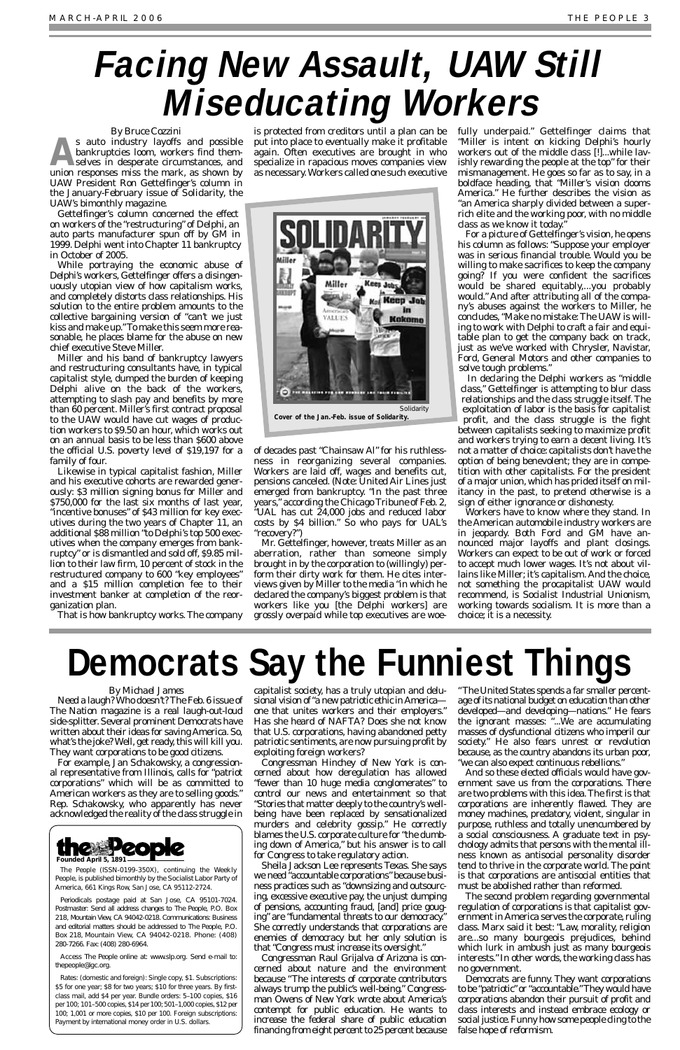# Facing New Assault, UAW Still Miseducating Workers

By Bruce Cozzini

As auto industry layoffs and possible bankruptcies loom, workers find themselves in desperate circumstances, and union responses miss the mark, as shown by UAW President Ron Gettelfinger's column in the January-February issue of Solidarity, the UAW's bimonthly magazine.

Gettelfinger's column concerned the effect on workers of the "restructuring" of Delphi, an auto parts manufacturer spun off by GM in 1999. Delphi went into Chapter 11 bankruptcy in October of 2005.

While portraying the economic abuse of Delphi's workers, Gettelfinger offers a disingenuously utopian view of how capitalism works, and completely distorts class relationships. His solution to the entire problem amounts to the collective bargaining version of "can't we just kiss and make up." To make this seem more reasonable, he places blame for the abuse on new chief executive Steve Miller.

Miller and his band of bankruptcy lawyers and restructuring consultants have, in typical capitalist style, dumped the burden of keeping Delphi alive on the back of the workers, attempting to slash pay and benefits by more than 60 percent. Miller's first contract proposal to the UAW would have cut wages of production workers to $9.50 an hour, which works out on an annual basis to be less than $600 above the official U.S. poverty level of $19,197 for a family of four.

Likewise in typical capitalist fashion, Miller and his executive cohorts are rewarded generously: $3 million signing bonus for Miller and $750,000 for the last six months of last year, "incentive bonuses" of $43 million for key executives during the two years of Chapter 11, an additional $88 million "to Delphi's top 500 executives when the company emerges from bankruptcy" or is dismantled and sold off, $9.85 million to their law firm, 10 percent of stock in the restructured company to 600 "key employees" and a $15 million completion fee to their investment banker at completion of the reorganization plan.

That is how bankruptcy works. The company is protected from creditors until a plan can be put into place to eventually make it profitable again. Often executives are brought in who specialize in rapacious moves companies view as necessary. Workers called one such executive of decades past "Chainsaw Al" for his ruthlessness in reorganizing several companies. Workers are laid off, wages and benefits cut, pensions canceled. (Note: United Air Lines just emerged from bankruptcy. "In the past three years," according the Chicago Tribune of Feb. 2, "UAL has cut 24,000 jobs and reduced labor costs by $4 billion." So who pays for UAL's "recovery?")

Solidarity
**Cover of the Jan.-Feb. issue of Solidarity.**

Mr. Gettelfinger, however, treats Miller as an aberration, rather than someone simply brought in by the corporation to (willingly) perform their dirty work for them. He cites interviews given by Miller to the media "in which he declared the company's biggest problem is that workers like you [the Delphi workers] are grossly overpaid while top executives are woefully underpaid." Gettelfinger claims that "Miller is intent on kicking Delphi's hourly workers out of the middle class [!]...while lavishly rewarding the people at the top" for their mismanagement. He goes so far as to say, in a boldface heading, that "Miller's vision dooms America." He further describes the vision as "an America sharply divided between a super-rich elite and the working poor, with no middle class as we know it today."

For a picture of Gettelfinger's vision, he opens his column as follows: "Suppose your employer was in serious financial trouble. Would you be willing to make sacrifices to keep the company going? If you were confident the sacrifices would be shared equitably,...you probably would." And after attributing all of the company's abuses against the workers to Miller, he concludes, "Make no mistake: The UAW is willing to work with Delphi to craft a fair and equitable plan to get the company back on track, just as we've worked with Chrysler, Navistar, Ford, General Motors and other companies to solve tough problems."

In declaring the Delphi workers as "middle class," Gettelfinger is attempting to blur class relationships and the class struggle itself. The exploitation of labor is the basis for capitalist profit, and the class struggle is the fight between capitalists seeking to maximize profit and workers trying to earn a decent living. It's not a matter of choice: capitalists don't have the option of being benevolent; they are in competition with other capitalists. For the president of a major union, which has prided itself on militancy in the past, to pretend otherwise is a sign of either ignorance or dishonesty.

Workers have to know where they stand. In the American automobile industry workers are in jeopardy. Both Ford and GM have announced major layoffs and plant closings. Workers can expect to be out of work or forced to accept much lower wages. It's not about villains like Miller; it's capitalism. And the choice, not something the procapitalist UAW would recommend, is Socialist Industrial Unionism, working towards socialism. It is more than a choice; it is a necessity.

# Democrats Say the Funniest Things

By Michael James

Need a laugh? Who doesn't? The Feb. 6 issue of The Nation magazine is a real laugh-out-loud side-splitter. Several prominent Democrats have written about their ideas for saving America. So, what's the joke? Well, get ready, this will kill you. They want corporations to be good citizens.

For example, Jan Schakowsky, a congressional representative from Illinois, calls for "patriot corporations" which will be as committed to American workers as they are to selling goods." Rep. Schakowsky, who apparently has never acknowledged the reality of the class struggle in capitalist society, has a truly utopian and delusional vision of "a new patriotic ethic in America—one that unites workers and their employers." Has she heard of NAFTA? Does she not know that U.S. corporations, having abandoned petty patriotic sentiments, are now pursuing profit by exploiting foreign workers?

Congressman Hinchey of New York is concerned about how deregulation has allowed "fewer than 10 huge media conglomerates" to control our news and entertainment so that "Stories that matter deeply to the country's well-being have been replaced by sensationalized murders and celebrity gossip." He correctly blames the U.S. corporate culture for "the dumbing down of America," but his answer is to call for Congress to take regulatory action.

Sheila Jackson Lee represents Texas. She says we need "accountable corporations" because business practices such as "downsizing and outsourcing, excessive executive pay, the unjust dumping of pensions, accounting fraud, [and] price gouging" are "fundamental threats to our democracy." She correctly understands that corporations are enemies of democracy but her only solution is that "Congress must increase its oversight."

Congressman Raul Grijalva of Arizona is concerned about nature and the environment because "The interests of corporate contributors always trump the public's well-being." Congressman Owens of New York wrote about America's contempt for public education. He wants to increase the federal share of public education financing from eight percent to 25 percent because "The United States spends a far smaller percentage of its national budget on education than other developed—and developing—nations." He fears the ignorant masses: "...We are accumulating masses of dysfunctional citizens who imperil our society." He also fears unrest or revolution because, as the country abandons its urban poor, "we can also expect continuous rebellions."

And so these elected officials would have government save us from the corporations. There are two problems with this idea. The first is that corporations are inherently flawed. They are money machines, predatory, violent, singular in purpose, ruthless and totally unencumbered by a social consciousness. A graduate text in psychology admits that persons with the mental illness known as antisocial personality disorder tend to thrive in the corporate world. The point is that corporations are antisocial entities that must be abolished rather than reformed.

The second problem regarding governmental regulation of corporations is that capitalist government in America serves the corporate, ruling class. Marx said it best: "Law, morality, religion are...so many bourgeois prejudices, behind which lurk in ambush just as many bourgeois interests." In other words, the working class has no government.

Democrats are funny. They want corporations to be "patriotic" or "accountable." They would have corporations abandon their pursuit of profit and class interests and instead embrace ecology or social justice. Funny how some people cling to the false hope of reformism.

---

**the People**
Founded April 5, 1891

The People (ISSN-0199-350X), continuing the Weekly People, is published bimonthly by the Socialist Labor Party of America, 661 Kings Row, San Jose, CA 95112-2724.

Periodicals postage paid at San Jose, CA 95101-7024. Postmaster: Send all address changes to The People, P.O. Box 218, Mountain View, CA 94042-0218. Communications: Business and editorial matters should be addressed to The People, P.O. Box 218, Mountain View, CA 94042-0218. Phone: (408) 280-7266. Fax: (408) 280-6964.

Access The People online at: www.slp.org. Send e-mail to: thepeople@igc.org.

Rates: (domestic and foreign): Single copy, $1. Subscriptions: $5 for one year; $8 for two years; $10 for three years. By first-class mail, add $4 per year. Bundle orders: 5–100 copies, $16 per 100; 101–500 copies, $14 per 100; 501–1,000 copies, $12 per 100; 1,001 or more copies, $10 per 100. Foreign subscriptions: Payment by international money order in U.S. dollars.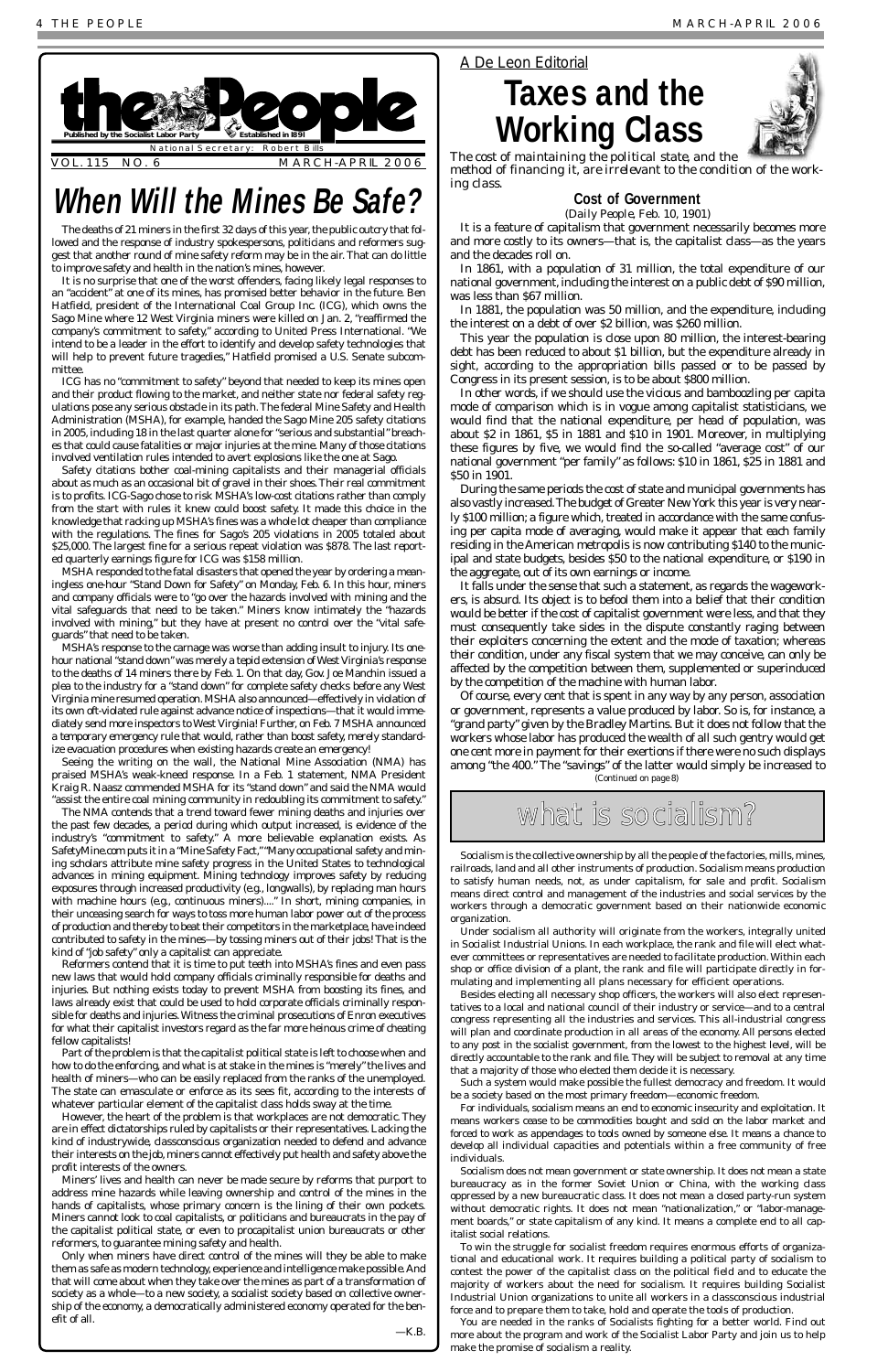the People

Published by the Socialist Labor Party — Established in 1891

National Secretary: Robert Bills

VOL. 115 NO. 6 — MARCH-APRIL 2006

# When Will the Mines Be Safe?

The deaths of 21 miners in the first 32 days of this year, the public outcry that followed and the response of industry spokespersons, politicians and reformers suggest that another round of mine safety reform may be in the air. That can do little to improve safety and health in the nation's mines, however.

It is no surprise that one of the worst offenders, facing likely legal responses to an "accident" at one of its mines, has promised better behavior in the future. Ben Hatfield, president of the International Coal Group Inc. (ICG), which owns the Sago Mine where 12 West Virginia miners were killed on Jan. 2, "reaffirmed the company's commitment to safety," according to United Press International. "We intend to be a leader in the effort to identify and develop safety technologies that will help to prevent future tragedies," Hatfield promised a U.S. Senate subcommittee.

ICG has no "commitment to safety" beyond that needed to keep its mines open and their product flowing to the market, and neither state nor federal safety regulations pose any serious obstacle in its path. The federal Mine Safety and Health Administration (MSHA), for example, handed the Sago Mine 205 safety citations in 2005, including 18 in the last quarter alone for "serious and substantial" breaches that could cause fatalities or major injuries at the mine. Many of those citations involved ventilation rules intended to avert explosions like the one at Sago.

Safety citations bother coal-mining capitalists and their managerial officials about as much as an occasional bit of gravel in their shoes. Their real commitment is to profits. ICG-Sago chose to risk MSHA's low-cost citations rather than comply from the start with rules it knew could boost safety. It made this choice in the knowledge that racking up MSHA's fines was a whole lot cheaper than compliance with the regulations. The fines for Sago's 205 violations in 2005 totaled about $25,000. The largest fine for a serious repeat violation was $878. The last reported quarterly earnings figure for ICG was $158 million.

MSHA responded to the fatal disasters that opened the year by ordering a meaningless one-hour "Stand Down for Safety" on Monday, Feb. 6. In this hour, miners and company officials were to "go over the hazards involved with mining and the vital safeguards that need to be taken." Miners know intimately the "hazards involved with mining," but they have at present no control over the "vital safeguards" that need to be taken.

MSHA's response to the carnage was worse than adding insult to injury. Its one-hour national "stand down" was merely a tepid extension of West Virginia's response to the deaths of 14 miners there by Feb. 1. On that day, Gov. Joe Manchin issued a plea to the industry for a "stand down" for complete safety checks before any West Virginia mine resumed operation. MSHA also announced—effectively in violation of its own oft-violated rule against advance notice of inspections—that it would immediately send more inspectors to West Virginia! Further, on Feb. 7 MSHA announced a temporary emergency rule that would, rather than boost safety, merely standardize evacuation procedures when existing hazards create an emergency!

Seeing the writing on the wall, the National Mine Association (NMA) has praised MSHA's weak-kneed response. In a Feb. 1 statement, NMA President Kraig R. Naasz commended MSHA for its "stand down" and said the NMA would "assist the entire coal mining community in redoubling its commitment to safety."

The NMA contends that a trend toward fewer mining deaths and injuries over the past few decades, a period during which output increased, is evidence of the industry's "commitment to safety." A more believable explanation exists. As SafetyMine.com puts it in a "Mine Safety Fact," "Many occupational safety and mining scholars attribute mine safety progress in the United States to technological advances in mining equipment. Mining technology improves safety by reducing exposures through increased productivity (e.g., longwalls), by replacing man hours with machine hours (e.g., continuous miners)...." In short, mining companies, in their unceasing search for ways to toss more human labor power out of the process of production and thereby to beat their competitors in the marketplace, have indeed contributed to safety in the mines—by tossing miners out of their jobs! That is the kind of "job safety" only a capitalist can appreciate.

Reformers contend that it is time to put teeth into MSHA's fines and even pass new laws that would hold company officials criminally responsible for deaths and injuries. But nothing exists today to prevent MSHA from boosting its fines, and laws already exist that could be used to hold corporate officials criminally responsible for deaths and injuries. Witness the criminal prosecutions of Enron executives for what their capitalist investors regard as the far more heinous crime of cheating fellow capitalists!

Part of the problem is that the capitalist political state is left to choose when and how to do the enforcing, and what is at stake in the mines is "merely" the lives and health of miners—who can be easily replaced from the ranks of the unemployed. The state can emasculate or enforce as its sees fit, according to the interests of whatever particular element of the capitalist class holds sway at the time.

However, the heart of the problem is that workplaces are not democratic. They are in effect dictatorships ruled by capitalists or their representatives. Lacking the kind of industrywide, classconscious organization needed to defend and advance their interests on the job, miners cannot effectively put health and safety above the profit interests of the owners.

Miners' lives and health can never be made secure by reforms that purport to address mine hazards while leaving ownership and control of the mines in the hands of capitalists, whose primary concern is the lining of their own pockets. Miners cannot look to coal capitalists, or politicians and bureaucrats in the pay of the capitalist political state, or even to procapitalist union bureaucrats or other reformers, to guarantee mining safety and health.

Only when miners have direct control of the mines will they be able to make them as safe as modern technology, experience and intelligence make possible. And that will come about when they take over the mines as part of a transformation of society as a whole—to a new society, a socialist society based on collective ownership of the economy, a democratically administered economy operated for the benefit of all.

—K.B.

*A De Leon Editorial*

# Taxes and the Working Class

*The cost of maintaining the political state, and the method of financing it, are irrelevant to the condition of the working class.*

### Cost of Government

*(Daily People, Feb. 10, 1901)*

It is a feature of capitalism that government necessarily becomes more and more costly to its owners—that is, the capitalist class—as the years and the decades roll on.

In 1861, with a population of 31 million, the total expenditure of our national government, including the interest on a public debt of $90 million, was less than $67 million.

In 1881, the population was 50 million, and the expenditure, including the interest on a debt of over $2 billion, was $260 million.

This year the population is close upon 80 million, the interest-bearing debt has been reduced to about $1 billion, but the expenditure already in sight, according to the appropriation bills passed or to be passed by Congress in its present session, is to be about $800 million.

In other words, if we should use the vicious and bamboozling per capita mode of comparison which is in vogue among capitalist statisticians, we would find that the national expenditure, per head of population, was about $2 in 1861, $5 in 1881 and $10 in 1901. Moreover, in multiplying these figures by five, we would find the so-called "average cost" of our national government "per family" as follows: $10 in 1861, $25 in 1881 and $50 in 1901.

During the same periods the cost of state and municipal governments has also vastly increased. The budget of Greater New York this year is very nearly $100 million; a figure which, treated in accordance with the same confusing per capita mode of averaging, would make it appear that each family residing in the American metropolis is now contributing $140 to the municipal and state budgets, besides $50 to the national expenditure, or $190 in the aggregate, out of its own earnings or income.

It falls under the sense that such a statement, as regards the wageworkers, is absurd. Its object is to befool them into a belief that their condition would be better if the cost of capitalist government were less, and that they must consequently take sides in the dispute constantly raging between their exploiters concerning the extent and the mode of taxation; whereas their condition, under any fiscal system that we may conceive, can only be affected by the competition between them, supplemented or superinduced by the competition of the machine with human labor.

Of course, every cent that is spent in any way by any person, association or government, represents a value produced by labor. So is, for instance, a "grand party" given by the Bradley Martins. But it does not follow that the workers whose labor has produced the wealth of all such gentry would get one cent more in payment for their exertions if there were no such displays among "the 400." The "savings" of the latter would simply be increased to

*(Continued on page 8)*

## what is socialism?

Socialism is the collective ownership by all the people of the factories, mills, mines, railroads, land and all other instruments of production. Socialism means production to satisfy human needs, not, as under capitalism, for sale and profit. Socialism means direct control and management of the industries and social services by the workers through a democratic government based on their nationwide economic organization.

Under socialism all authority will originate from the workers, integrally united in Socialist Industrial Unions. In each workplace, the rank and file will elect whatever committees or representatives are needed to facilitate production. Within each shop or office division of a plant, the rank and file will participate directly in formulating and implementing all plans necessary for efficient operations.

Besides electing all necessary shop officers, the workers will also elect representatives to a local and national council of their industry or service—and to a central congress representing all the industries and services. This all-industrial congress will plan and coordinate production in all areas of the economy. All persons elected to any post in the socialist government, from the lowest to the highest level, will be directly accountable to the rank and file. They will be subject to removal at any time that a majority of those who elected them decide it is necessary.

Such a system would make possible the fullest democracy and freedom. It would be a society based on the most primary freedom—economic freedom.

For individuals, socialism means an end to economic insecurity and exploitation. It means workers cease to be commodities bought and sold on the labor market and forced to work as appendages to tools owned by someone else. It means a chance to develop all individual capacities and potentials within a free community of free individuals.

Socialism does not mean government or state ownership. It does not mean a state bureaucracy as in the former Soviet Union or China, with the working class oppressed by a new bureaucratic class. It does not mean a closed party-run system without democratic rights. It does not mean "nationalization," or "labor-management boards," or state capitalism of any kind. It means a complete end to all capitalist social relations.

To win the struggle for socialist freedom requires enormous efforts of organizational and educational work. It requires building a political party of socialism to contest the power of the capitalist class on the political field and to educate the majority of workers about the need for socialism. It requires building Socialist Industrial Union organizations to unite all workers in a classconscious industrial force and to prepare them to take, hold and operate the tools of production.

You are needed in the ranks of Socialists fighting for a better world. Find out more about the program and work of the Socialist Labor Party and join us to help make the promise of socialism a reality.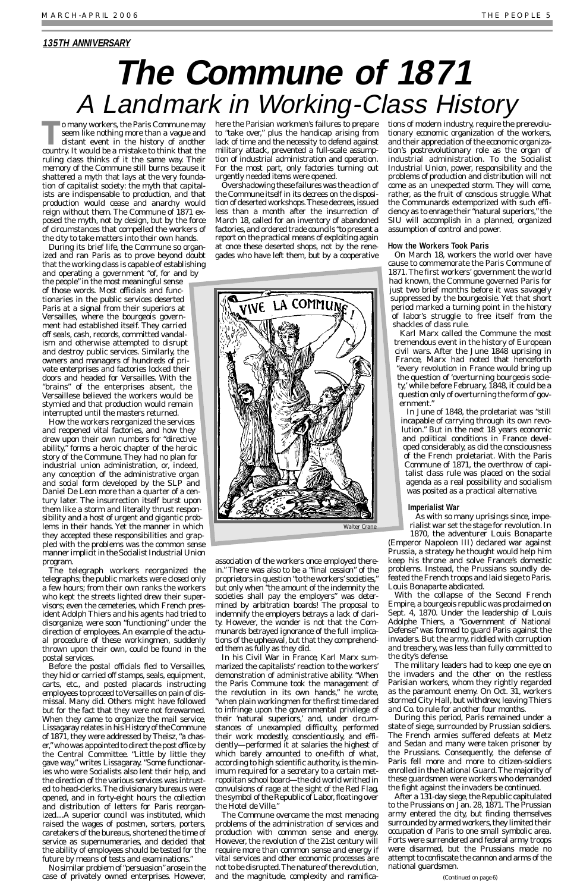*135TH ANNIVERSARY*

# The Commune of 1871

## A Landmark in Working-Class History

To many workers, the Paris Commune may seem like nothing more than a vague and distant event in the history of another country. It would be a mistake to think that the ruling class thinks of it the same way. Their memory of the Commune still burns because it shattered a myth that lays at the very foundation of capitalist society: the myth that capitalists are indispensable to production, and that production would cease and anarchy would reign without them. The Commune of 1871 exposed the myth, not by design, but by the force of circumstances that compelled the workers of the city to take matters into their own hands.

During its brief life, the Commune so organized and ran Paris as to prove beyond doubt that the working class is capable of establishing and operating a government "of, for and by the people" in the most meaningful sense of those words. Most officials and functionaries in the public services deserted Paris at a signal from their superiors at Versailles, where the bourgeois government had established itself. They carried off seals, cash, records, committed vandalism and otherwise attempted to disrupt and destroy public services. Similarly, the owners and managers of hundreds of private enterprises and factories locked their doors and headed for Versailles. With the "brains" of the enterprises absent, the Versaillese believed the workers would be stymied and that production would remain interrupted until the masters returned.

How the workers reorganized the services and reopened vital factories, and how they drew upon their own numbers for "directive ability," forms a heroic chapter of the heroic story of the Commune. They had no plan for industrial union administration, or, indeed, any conception of the administrative organ and social form developed by the SLP and Daniel De Leon more than a quarter of a century later. The insurrection itself burst upon them like a storm and literally thrust responsibility and a host of urgent and gigantic problems in their hands. Yet the manner in which they accepted these responsibilities and grappled with the problems was the common sense manner implicit in the Socialist Industrial Union program.

The telegraph workers reorganized the telegraphs; the public markets were closed only a few hours; from their own ranks the workers who kept the streets lighted drew their supervisors; even the cemeteries, which French president Adolph Thiers and his agents had tried to disorganize, were soon "functioning" under the direction of employees. An example of the actual procedure of these workingmen, suddenly thrown upon their own, could be found in the postal services.

Before the postal officials fled to Versailles, they hid or carried off stamps, seals, equipment, carts, etc., and posted placards instructing employees to proceed to Versailles on pain of dismissal. Many did. Others might have followed but for the fact that they were not forewarned. When they came to organize the mail service, Lissagaray relates in his *History of the Commune of 1871*, they were addressed by Theisz, "a chaser," who was appointed to direct the post office by the Central Committee. "Little by little they gave way," writes Lissagaray. "Some functionaries who were Socialists also lent their help, and the direction of the various services was intrusted to head-clerks. The divisionary bureaus were opened, and in forty-eight hours the collection and distribution of letters for Paris reorganized....A superior council was instituted, which raised the wages of postmen, sorters, porters, caretakers of the bureaus, shortened the time of service as supernumeraries, and decided that the ability of employees should be tested for the future by means of tests and examinations."

No similar problem of "persuasion" arose in the case of privately owned enterprises. However, here the Parisian workmen's failures to prepare to "take over," plus the handicap arising from lack of time and the necessity to defend against military attack, prevented a full-scale assumption of industrial administration and operation. For the most part, only factories turning out urgently needed items were opened.

Overshadowing these failures was the action of the Commune itself in its decrees on the disposition of deserted workshops. These decrees, issued less than a month after the insurrection of March 18, called for an inventory of abandoned factories, and ordered trade councils "to present a report on the practical means of exploiting again at once these deserted shops, not by the renegades who have left them, but by a cooperative association of the workers once employed therein." There was also to be a "final cession" of the proprietors in question "to the workers' societies," but only when "the amount of the indemnity the societies shall pay the employers" was determined by arbitration boards! The proposal to indemnify the employers betrays a lack of clarity. However, the wonder is not that the Communards betrayed ignorance of the full implications of the upheaval, but that they comprehended them as fully as they did.

In his Civil War in France, Karl Marx summarized the capitalists' reaction to the workers' demonstration of administrative ability. "When the Paris Commune took the management of the revolution in its own hands," he wrote, "when plain workingmen for the first time dared to infringe upon the governmental privilege of their 'natural superiors,' and, under circumstances of unexampled difficulty, performed their work modestly, conscientiously, and efficiently—performed it at salaries the highest of which barely amounted to one-fifth of what, according to high scientific authority, is the minimum required for a secretary to a certain metropolitan school board—the old world writhed in convulsions of rage at the sight of the Red Flag, the symbol of the Republic of Labor, floating over the Hotel de Ville."

The Commune overcame the most menacing problems of the administration of services and production with common sense and energy. However, the revolution of the 21st century will require more than common sense and energy if vital services and other economic processes are not to be disrupted. The nature of the revolution, and the magnitude, complexity and ramifications of modern industry, require the prerevolutionary economic organization of the workers, and their appreciation of the economic organization's postrevolutionary role as the organ of industrial administration. To the Socialist Industrial Union, power, responsibility and the problems of production and distribution will not come as an unexpected storm. They will come, rather, as the fruit of conscious struggle. What the Communards extemporized with such efficiency as to enrage their "natural superiors," the SIU will accomplish in a planned, organized assumption of control and power.

Walter Crane

### How the Workers Took Paris

On March 18, workers the world over have cause to commemorate the Paris Commune of 1871. The first workers' government the world had known, the Commune governed Paris for just two brief months before it was savagely suppressed by the bourgeoisie. Yet that short period marked a turning point in the history of labor's struggle to free itself from the shackles of class rule.

Karl Marx called the Commune the most tremendous event in the history of European civil wars. After the June 1848 uprising in France, Marx had noted that henceforth "every revolution in France would bring up the question of 'overturning bourgeois society,' while before February, 1848, it could be a question only of overturning the form of government."

In June of 1848, the proletariat was "still incapable of carrying through its own revolution." But in the next 18 years economic and political conditions in France developed considerably, as did the consciousness of the French proletariat. With the Paris Commune of 1871, the overthrow of capitalist class rule was placed on the social agenda as a real possibility and socialism was posited as a practical alternative.

### Imperialist War

As with so many uprisings since, imperialist war set the stage for revolution. In 1870, the adventurer Louis Bonaparte (Emperor Napoleon III) declared war against Prussia, a strategy he thought would help him keep his throne and solve France's domestic problems. Instead, the Prussians soundly defeated the French troops and laid siege to Paris. Louis Bonaparte abdicated.

With the collapse of the Second French Empire, a bourgeois republic was proclaimed on Sept. 4, 1870. Under the leadership of Louis Adolphe Thiers, a "Government of National Defense" was formed to guard Paris against the invaders. But the army, riddled with corruption and treachery, was less than fully committed to the city's defense.

The military leaders had to keep one eye on the invaders and the other on the restless Parisian workers, whom they rightly regarded as the paramount enemy. On Oct. 31, workers stormed City Hall, but withdrew, leaving Thiers and Co. to rule for another four months.

During this period, Paris remained under a state of siege, surrounded by Prussian soldiers. The French armies suffered defeats at Metz and Sedan and many were taken prisoner by the Prussians. Consequently, the defense of Paris fell more and more to citizen-soldiers enrolled in the National Guard. The majority of these guardsmen were workers who demanded the fight against the invaders be continued.

After a 131-day siege, the Republic capitulated to the Prussians on Jan. 28, 1871. The Prussian army entered the city, but finding themselves surrounded by armed workers, they limited their occupation of Paris to one small symbolic area. Forts were surrendered and federal army troops were disarmed, but the Prussians made no attempt to confiscate the cannon and arms of the national guardsmen.

(Continued on page 6)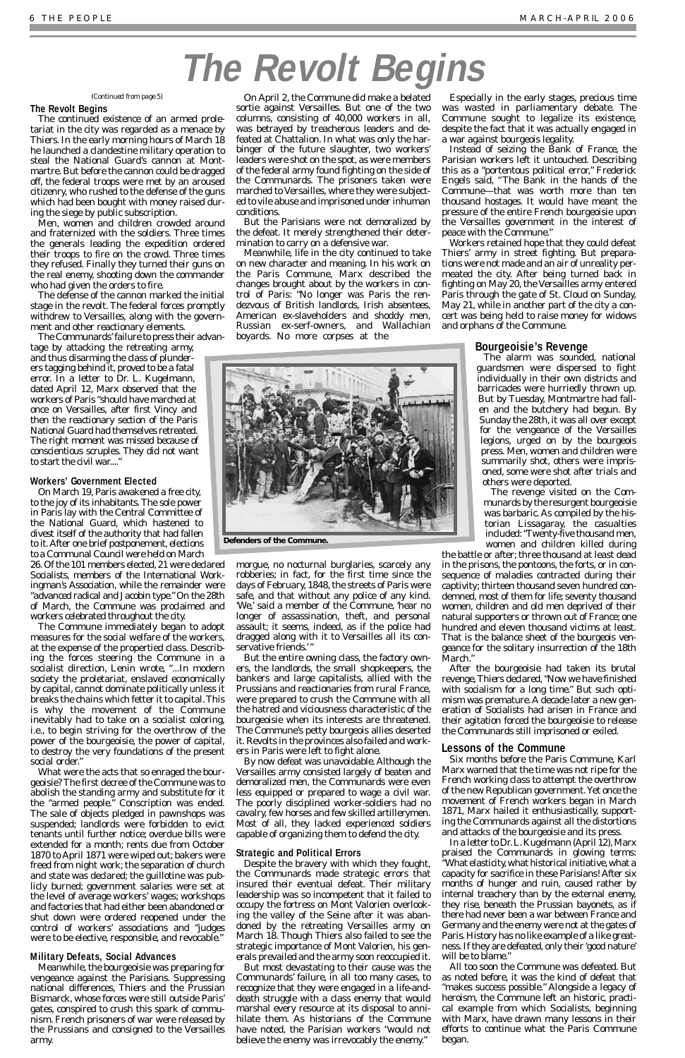# The Revolt Begins

(Continued from page 5)

### The Revolt Begins

The continued existence of an armed proletariat in the city was regarded as a menace by Thiers. In the early morning hours of March 18 he launched a clandestine military operation to steal the National Guard's cannon at Montmartre. But before the cannon could be dragged off, the federal troops were met by an aroused citizenry, who rushed to the defense of the guns which had been bought with money raised during the siege by public subscription.

Men, women and children crowded around and fraternized with the soldiers. Three times the generals leading the expedition ordered their troops to fire on the crowd. Three times they refused. Finally they turned their guns on the real enemy, shooting down the commander who had given the orders to fire.

The defense of the cannon marked the initial stage in the revolt. The federal forces promptly withdrew to Versailles, along with the government and other reactionary elements.

The Communards' failure to press their advantage by attacking the retreating army, and thus disarming the class of plunderers tagging behind it, proved to be a fatal error. In a letter to Dr. L. Kugelmann, dated April 12, Marx observed that the workers of Paris "should have marched at once on Versailles, after first Vincy and then the reactionary section of the Paris National Guard had themselves retreated. The right moment was missed because of conscientious scruples. They did not want to start the civil war...."

### Workers' Government Elected

On March 19, Paris awakened a free city, to the joy of its inhabitants. The sole power in Paris lay with the Central Committee of the National Guard, which hastened to divest itself of the authority that had fallen to it. After one brief postponement, elections to a Communal Council were held on March 26. Of the 101 members elected, 21 were declared Socialists, members of the International Workingman's Association, while the remainder were "advanced radical and Jacobin type." On the 28th of March, the Commune was proclaimed and workers celebrated throughout the city.

The Commune immediately began to adopt measures for the social welfare of the workers, at the expense of the propertied class. Describing the forces steering the Commune in a socialist direction, Lenin wrote, "...In modern society the proletariat, enslaved economically by capital, cannot dominate politically unless it breaks the chains which fetter it to capital. This is why the movement of the Commune inevitably had to take on a socialist coloring, i.e., to begin striving for the overthrow of the power of the bourgeoisie, the power of capital, to destroy the very foundations of the present social order."

What were the acts that so enraged the bourgeoisie? The first decree of the Commune was to abolish the standing army and substitute for it the "armed people." Conscription was ended. The sale of objects pledged in pawnshops was suspended; landlords were forbidden to evict tenants until further notice; overdue bills were extended for a month; rents due from October 1870 to April 1871 were wiped out; bakers were freed from night work; the separation of church and state was declared; the guillotine was publicly burned; government salaries were set at the level of average workers' wages; workshops and factories that had either been abandoned or shut down were ordered reopened under the control of workers' associations and "judges were to be elective, responsible, and revocable."

### Military Defeats, Social Advances

Meanwhile, the bourgeoisie was preparing for vengeance against the Parisians. Suppressing national differences, Thiers and the Prussian Bismarck, whose forces were still outside Paris' gates, conspired to crush this spark of communism. French prisoners of war were released by the Prussians and consigned to the Versailles army.

On April 2, the Commune did make a belated sortie against Versailles. But one of the two columns, consisting of 40,000 workers in all, was betrayed by treacherous leaders and defeated at Chattalion. In what was only the harbinger of the future slaughter, two workers' leaders were shot on the spot, as were members of the federal army found fighting on the side of the Communards. The prisoners taken were marched to Versailles, where they were subjected to vile abuse and imprisoned under inhuman conditions.

But the Parisians were not demoralized by the defeat. It merely strengthened their determination to carry on a defensive war.

Meanwhile, life in the city continued to take on new character and meaning. In his work on the Paris Commune, Marx described the changes brought about by the workers in control of Paris: "No longer was Paris the rendezvous of British landlords, Irish absentees, American ex-slaveholders and shoddy men, Russian ex-serf-owners, and Wallachian boyards. No more corpses at the morgue, no nocturnal burglaries, scarcely any robberies; in fact, for the first time since the days of February, 1848, the streets of Paris were safe, and that without any police of any kind. 'We,' said a member of the Commune, 'hear no longer of assassination, theft, and personal assault; it seems, indeed, as if the police had dragged along with it to Versailles all its conservative friends.'"

Defenders of the Commune.

But the entire owning class, the factory owners, the landlords, the small shopkeepers, the bankers and large capitalists, allied with the Prussians and reactionaries from rural France, were prepared to crush the Commune with all the hatred and viciousness characteristic of the bourgeoisie when its interests are threatened. The Commune's petty bourgeois allies deserted it. Revolts in the provinces also failed and workers in Paris were left to fight alone.

By now defeat was unavoidable. Although the Versailles army consisted largely of beaten and demoralized men, the Communards were even less equipped or prepared to wage a civil war. The poorly disciplined worker-soldiers had no cavalry, few horses and few skilled artillerymen. Most of all, they lacked experienced soldiers capable of organizing them to defend the city.

### Strategic and Political Errors

Despite the bravery with which they fought, the Communards made strategic errors that insured their eventual defeat. Their military leadership was so incompetent that it failed to occupy the fortress on Mont Valorien overlooking the valley of the Seine after it was abandoned by the retreating Versailles army on March 18. Though Thiers also failed to see the strategic importance of Mont Valorien, his generals prevailed and the army soon reoccupied it.

But most devastating to their cause was the Communards' failure, in all too many cases, to recognize that they were engaged in a life-and-death struggle with a class enemy that would marshal every resource at its disposal to annihilate them. As historians of the Commune have noted, the Parisian workers "would not believe the enemy was irrevocably the enemy."

Especially in the early stages, precious time was wasted in parliamentary debate. The Commune sought to legalize its existence, despite the fact that it was actually engaged in a war against bourgeois legality.

Instead of seizing the Bank of France, the Parisian workers left it untouched. Describing this as a "portentous political error," Frederick Engels said, "The Bank in the hands of the Commune—that was worth more than ten thousand hostages. It would have meant the pressure of the entire French bourgeoisie upon the Versailles government in the interest of peace with the Commune."

Workers retained hope that they could defeat Thiers' army in street fighting. But preparations were not made and an air of unreality permeated the city. After being turned back in fighting on May 20, the Versailles army entered Paris through the gate of St. Cloud on Sunday, May 21, while in another part of the city a concert was being held to raise money for widows and orphans of the Commune.

### Bourgeoisie's Revenge

The alarm was sounded, national guardsmen were dispersed to fight individually in their own districts and barricades were hurriedly thrown up. But by Tuesday, Montmartre had fallen and the butchery had begun. By Sunday the 28th, it was all over except for the vengeance of the Versailles legions, urged on by the bourgeois press. Men, women and children were summarily shot, others were imprisoned, some were shot after trials and others were deported.

The revenge visited on the Communards by the resurgent bourgeoisie was barbaric. As compiled by the historian Lissagaray, the casualties included: "Twenty-five thousand men, women and children killed during the battle or after; three thousand at least dead in the prisons, the pontoons, the forts, or in consequence of maladies contracted during their captivity; thirteen thousand seven hundred condemned, most of them for life; seventy thousand women, children and old men deprived of their natural supporters or thrown out of France; one hundred and eleven thousand victims at least. That is the balance sheet of the bourgeois vengeance for the solitary insurrection of the 18th March."

After the bourgeoisie had taken its brutal revenge, Thiers declared, "Now we have finished with socialism for a long time." But such optimism was premature. A decade later a new generation of Socialists had arisen in France and their agitation forced the bourgeoisie to release the Communards still imprisoned or exiled.

### Lessons of the Commune

Six months before the Paris Commune, Karl Marx warned that the time was not ripe for the French working class to attempt the overthrow of the new Republican government. Yet once the movement of French workers began in March 1871, Marx hailed it enthusiastically, supporting the Communards against all the distortions and attacks of the bourgeoisie and its press.

In a letter to Dr. L. Kugelmann (April 12), Marx praised the Communards in glowing terms: "What elasticity, what historical initiative, what a capacity for sacrifice in these Parisians! After six months of hunger and ruin, caused rather by internal treachery than by the external enemy, they rise, beneath the Prussian bayonets, as if there had never been a war between France and Germany and the enemy were not at the gates of Paris. History has no like example of a like greatness. If they are defeated, only their 'good nature' will be to blame."

All too soon the Commune was defeated. But as noted before, it was the kind of defeat that "makes success possible." Alongside a legacy of heroism, the Commune left an historic, practical example from which Socialists, beginning with Marx, have drawn many lessons in their efforts to continue what the Paris Commune began.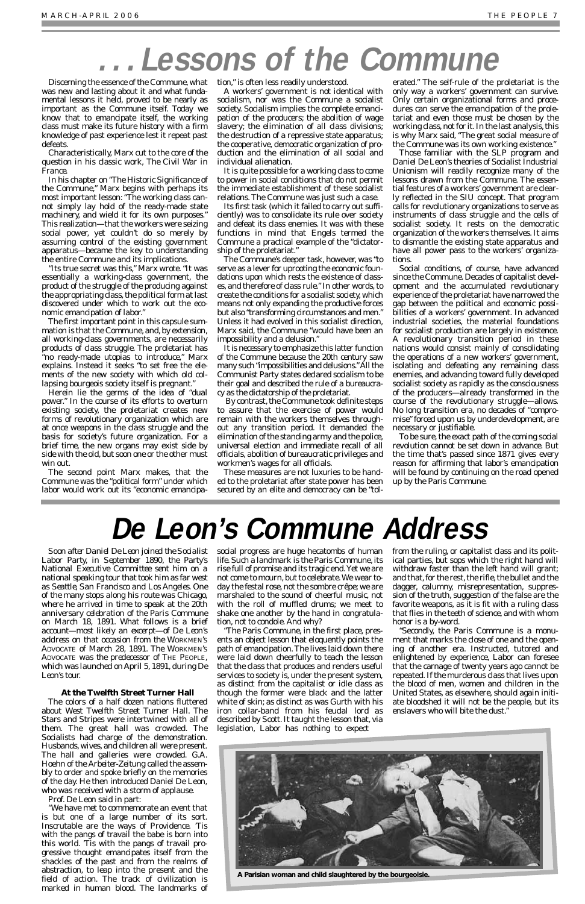# . . . Lessons of the Commune

Discerning the essence of the Commune, what was new and lasting about it and what fundamental lessons it held, proved to be nearly as important as the Commune itself. Today we know that to emancipate itself, the working class must make its future history with a firm knowledge of past experience lest it repeat past defeats.

Characteristically, Marx cut to the core of the question in his classic work, The Civil War in France.

In his chapter on "The Historic Significance of the Commune," Marx begins with perhaps its most important lesson: "The working class cannot simply lay hold of the ready-made state machinery, and wield it for its own purposes." This realization—that the workers were seizing social power, yet couldn't do so merely by assuming control of the existing government apparatus—became the key to understanding the entire Commune and its implications.

"Its true secret was this," Marx wrote. "It was essentially a working-class government, the product of the struggle of the producing against the appropriating class, the political form at last discovered under which to work out the economic emancipation of labor."

The first important point in this capsule summation is that the Commune, and, by extension, all working-class governments, are necessarily products of class struggle. The proletariat has "no ready-made utopias to introduce," Marx explains. Instead it seeks "to set free the elements of the new society with which old collapsing bourgeois society itself is pregnant."

Herein lie the germs of the idea of "dual power." In the course of its efforts to overturn existing society, the proletariat creates new forms of revolutionary organization which are at once weapons in the class struggle and the basis for society's future organization. For a brief time, the new organs may exist side by side with the old, but soon one or the other must win out.

The second point Marx makes, that the Commune was the "political form" under which labor would work out its "economic emancipation," is often less readily understood.

A workers' government is not identical with socialism, nor was the Commune a socialist society. Socialism implies the complete emancipation of the producers; the abolition of wage slavery; the elimination of all class divisions; the destruction of a repressive state apparatus; the cooperative, democratic organization of production and the elimination of all social and individual alienation.

It is quite possible for a working class to come to power in social conditions that do not permit the immediate establishment of these socialist relations. The Commune was just such a case.

Its first task (which it failed to carry out sufficiently) was to consolidate its rule over society and defeat its class enemies. It was with these functions in mind that Engels termed the Commune a practical example of the "dictatorship of the proletariat."

The Commune's deeper task, however, was "to serve as a lever for uprooting the economic foundations upon which rests the existence of classes, and therefore of class rule." In other words, to create the conditions for a socialist society, which means not only expanding the productive forces but also "transforming circumstances and men." Unless it had evolved in this socialist direction, Marx said, the Commune "would have been an impossibility and a delusion."

It is necessary to emphasize this latter function of the Commune because the 20th century saw many such "impossibilities and delusions." All the Communist Party states declared socialism to be their goal and described the rule of a bureaucracy as the dictatorship of the proletariat.

By contrast, the Commune took definite steps to assure that the exercise of power would remain with the workers themselves throughout any transition period. It demanded the elimination of the standing army and the police, universal election and immediate recall of all officials, abolition of bureaucratic privileges and workmen's wages for all officials.

These measures are not luxuries to be handed to the proletariat after state power has been secured by an elite and democracy can be "tolerated." The self-rule of the proletariat is the only way a workers' government can survive. Only certain organizational forms and procedures can serve the emancipation of the proletariat and even those must be chosen by the working class, not for it. In the last analysis, this is why Marx said, "The great social measure of the Commune was its own working existence."

Those familiar with the SLP program and Daniel De Leon's theories of Socialist Industrial Unionism will readily recognize many of the lessons drawn from the Commune. The essential features of a workers' government are clearly reflected in the SIU concept. That program calls for revolutionary organizations to serve as instruments of class struggle and the cells of socialist society. It rests on the democratic organization of the workers themselves. It aims to dismantle the existing state apparatus and have all power pass to the workers' organizations.

Social conditions, of course, have advanced since the Commune. Decades of capitalist development and the accumulated revolutionary experience of the proletariat have narrowed the gap between the political and economic possibilities of a workers' government. In advanced industrial societies, the material foundations for socialist production are largely in existence. A revolutionary transition period in these nations would consist mainly of consolidating the operations of a new workers' government, isolating and defeating any remaining class enemies, and advancing toward fully developed socialist society as rapidly as the consciousness of the producers—already transformed in the course of the revolutionary struggle—allows. No long transition era, no decades of "compromise" forced upon us by underdevelopment, are necessary or justifiable.

To be sure, the exact path of the coming social revolution cannot be set down in advance. But the time that's passed since 1871 gives every reason for affirming that labor's emancipation will be found by continuing on the road opened up by the Paris Commune.

# De Leon's Commune Address

*Soon after Daniel De Leon joined the Socialist Labor Party, in September 1890, the Party's National Executive Committee sent him on a national speaking tour that took him as far west as Seattle, San Francisco and Los Angeles. One of the many stops along his route was Chicago, where he arrived in time to speak at the 20th anniversary celebration of the Paris Commune on March 18, 1891. What follows is a brief account—most likely an excerpt—of De Leon's address on that occasion from the* WORKMEN'S ADVOCATE *of March 28, 1891. The* WORKMEN'S ADVOCATE *was the predecessor of* THE PEOPLE, *which was launched on April 5, 1891, during De Leon's tour.*

**At the Twelfth Street Turner Hall**

The colors of a half dozen nations fluttered about West Twelfth Street Turner Hall. The Stars and Stripes were intertwined with all of them. The great hall was crowded. The Socialists had charge of the demonstration. Husbands, wives, and children all were present. The hall and galleries were crowded. G.A. Hoehn of the *Arbeiter-Zeitung* called the assembly to order and spoke briefly on the memories of the day. He then introduced Daniel De Leon, who was received with a storm of applause.

Prof. De Leon said in part:

"We have met to commemorate an event that is but one of a large number of its sort. Inscrutable are the ways of Providence. 'Tis with the pangs of travail the babe is born into this world. 'Tis with the pangs of travail progressive thought emancipates itself from the shackles of the past and from the realms of abstraction, to leap into the present and the field of action. The track of civilization is marked in human blood. The landmarks of social progress are huge hecatombs of human life. Such a landmark is the Paris Commune, its rise full of promise and its tragic end. Yet we are not come to mourn, but to celebrate. We wear today the festal rose, not the sombre crêpe; we are marshaled to the sound of cheerful music, not with the roll of muffled drums; we meet to shake one another by the hand in congratulation, not to condole. And why?

"The Paris Commune, in the first place, presents an object lesson that eloquently points the path of emancipation. The lives laid down there were laid down cheerfully to teach the lesson that the class that produces and renders useful services to society is, under the present system, as distinct from the capitalist or idle class as though the former were black and the latter white of skin; as distinct as was Gurth with his iron collar-band from his feudal lord as described by Scott. It taught the lesson that, via legislation, Labor has nothing to expect from the ruling, or capitalist class and its political parties, but sops which the right hand will withdraw faster than the left hand will grant; and that, for the rest, the rifle, the bullet and the dagger, calumny, misrepresentation, suppression of the truth, suggestion of the false are the favorite weapons, as it is fit with a ruling class that flies in the teeth of science, and with whom honor is a by-word.

"Secondly, the Paris Commune is a monument that marks the close of one and the opening of another era. Instructed, tutored and enlightened by experience, Labor can foresee that the carnage of twenty years ago cannot be repeated. If the murderous class that lives upon the blood of men, women and children in the United States, as elsewhere, should again initiate bloodshed it will not be the people, but its enslavers who will bite the dust."

**A Parisian woman and child slaughtered by the bourgeoisie.**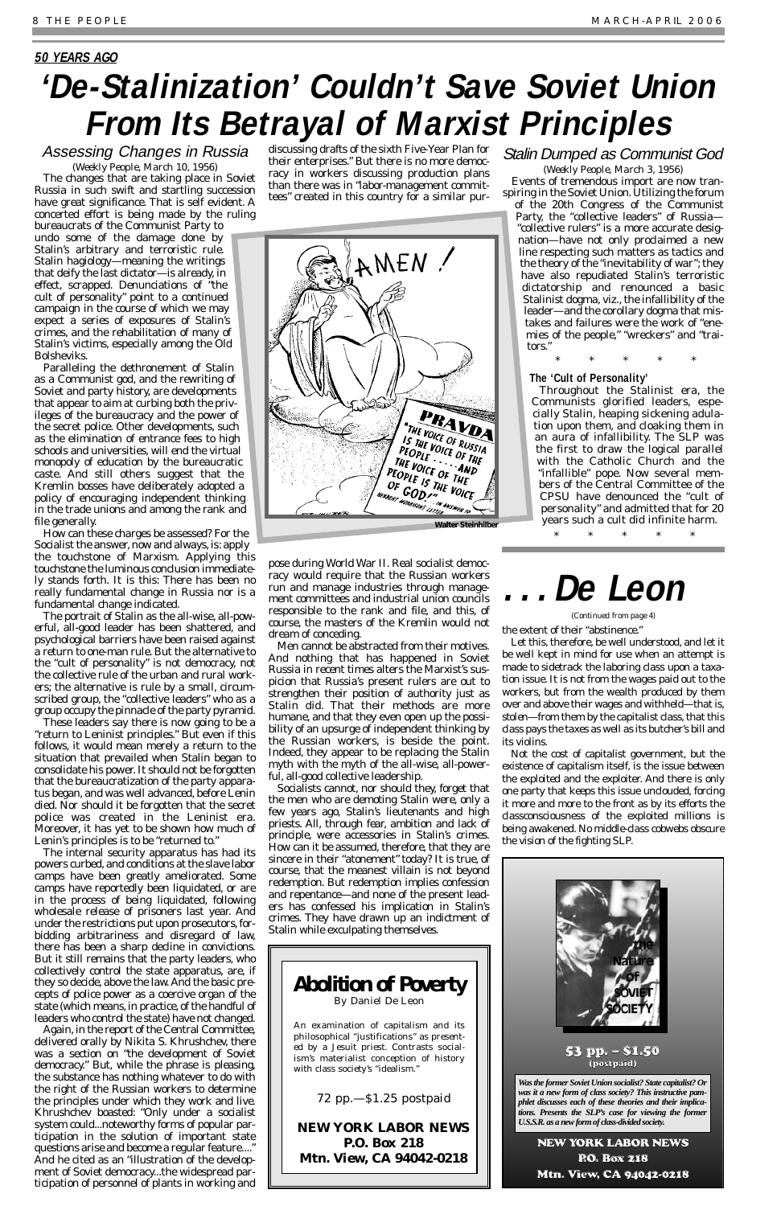**50 YEARS AGO**

# 'De-Stalinization' Couldn't Save Soviet Union From Its Betrayal of Marxist Principles

## Assessing Changes in Russia

(*Weekly People*, March 10, 1956)

The changes that are taking place in Soviet Russia in such swift and startling succession have great significance. That is self evident. A concerted effort is being made by the ruling bureaucrats of the Communist Party to undo some of the damage done by Stalin's arbitrary and terroristic rule. Stalin hagiology—meaning the writings that deify the last dictator—is already, in effect, scrapped. Denunciations of "the cult of personality" point to a continued campaign in the course of which we may expect a series of exposures of Stalin's crimes, and the rehabilitation of many of Stalin's victims, especially among the Old Bolsheviks.

Paralleling the dethronement of Stalin as a Communist god, and the rewriting of Soviet and party history, are developments that appear to aim at curbing both the privileges of the bureaucracy and the power of the secret police. Other developments, such as the elimination of entrance fees to high schools and universities, will end the virtual monopoly of education by the bureaucratic caste. And still others suggest that the Kremlin bosses have deliberately adopted a policy of encouraging independent thinking in the trade unions and among the rank and file generally.

How can these charges be assessed? For the Socialist the answer, now and always, is: apply the touchstone of Marxism. Applying this touchstone the luminous conclusion immediately stands forth. It is this: There has been no really fundamental change in Russia nor is a fundamental change indicated.

The portrait of Stalin as the all-wise, all-powerful, all-good leader has been shattered, and psychological barriers have been raised against a return to one-man rule. But the alternative to the "cult of personality" is not democracy, not the collective rule of the urban and rural workers; the alternative is rule by a small, circumscribed group, the "collective leaders" who as a group occupy the pinnacle of the party pyramid.

These leaders say there is now going to be a "return to Leninist principles." But even if this follows, it would mean merely a return to the situation that prevailed when Stalin began to consolidate his power. It should not be forgotten that the bureaucratization of the party apparatus began, and was well advanced, before Lenin died. Nor should it be forgotten that the secret police was created in the Leninist era. Moreover, it has yet to be shown how much of Lenin's principles is to be "returned to."

The internal security apparatus has had its powers curbed, and conditions at the slave labor camps have been greatly ameliorated. Some camps have reportedly been liquidated, or are in the process of being liquidated, following wholesale release of prisoners last year. And under the restrictions put upon prosecutors, forbidding arbitrariness and disregard of law, there has been a sharp decline in convictions. But it still remains that the party leaders, who collectively control the state apparatus, are, if they so decide, above the law. And the basic precepts of police power as a coercive organ of the state (which means, in practice, of the handful of leaders who control the state) have not changed.

Again, in the report of the Central Committee, delivered orally by Nikita S. Khrushchev, there was a section on "the development of Soviet democracy." But, while the phrase is pleasing, the substance has nothing whatever to do with the right of the Russian workers to determine the principles under which they work and live. Khrushchev boasted: "Only under a socialist system could...noteworthy forms of popular participation in the solution of important state questions arise and become a regular feature...." And he cited as an "illustration of the development of Soviet democracy...the widespread participation of personnel of plants in working and discussing drafts of the sixth Five-Year Plan for their enterprises." But there is no more democracy in workers discussing production plans than there was in "labor-management committees" created in this country for a similar purpose during World War II. Real socialist democracy would require that the Russian workers run and manage industries through management committees and industrial union councils responsible to the rank and file, and this, of course, the masters of the Kremlin would not dream of conceding.

Men cannot be abstracted from their motives. And nothing that has happened in Soviet Russia in recent times alters the Marxist's suspicion that Russia's present rulers are out to strengthen their position of authority just as Stalin did. That their methods are more humane, and that they even open up the possibility of an upsurge of independent thinking by the Russian workers, is beside the point. Indeed, they appear to be replacing the Stalin myth with the myth of the all-wise, all-powerful, all-good collective leadership.

Socialists cannot, nor should they, forget that the men who are demoting Stalin were, only a few years ago, Stalin's lieutenants and high priests. All, through fear, ambition and lack of principle, were accessories in Stalin's crimes. How can it be assumed, therefore, that they are sincere in their "atonement" today? It is true, of course, that the meanest villain is not beyond redemption. But redemption implies confession and repentance—and none of the present leaders has confessed his implication in Stalin's crimes. They have drawn up an indictment of Stalin while exculpating themselves.

Walter Steinhilber

## Stalin Dumped as Communist God

(*Weekly People*, March 3, 1956)

Events of tremendous import are now transpiring in the Soviet Union. Utilizing the forum of the 20th Congress of the Communist Party, the "collective leaders" of Russia—"collective rulers" is a more accurate designation—have not only proclaimed a new line respecting such matters as tactics and the theory of the "inevitability of war"; they have also repudiated Stalin's terroristic dictatorship and renounced a basic Stalinist dogma, viz., the infallibility of the leader—and the corollary dogma that mistakes and failures were the work of "enemies of the people," "wreckers" and "traitors."

\* \* \* \* \*

### The 'Cult of Personality'

Throughout the Stalinist era, the Communists glorified leaders, especially Stalin, heaping sickening adulation upon them, and cloaking them in an aura of infallibility. The SLP was the first to draw the logical parallel with the Catholic Church and the "infallible" pope. Now several members of the Central Committee of the CPSU have denounced the "cult of personality" and admitted that for 20 years such a cult did infinite harm.

\* \* \* \* \*

# . . . De Leon

(Continued from page 4)

the extent of their "abstinence."

Let this, therefore, be well understood, and let it be well kept in mind for use when an attempt is made to sidetrack the laboring class upon a taxation issue. It is not from the wages paid out to the workers, but from the wealth produced by them over and above their wages and withheld—that is, stolen—from them by the capitalist class, that this class pays the taxes as well as its butcher's bill and its violins.

Not the cost of capitalist government, but the existence of capitalism itself, is the issue between the exploited and the exploiter. And there is only one party that keeps this issue unclouded, forcing it more and more to the front as by its efforts the classconsciousness of the exploited millions is being awakened. No middle-class cobwebs obscure the vision of the fighting SLP.

---

**Abolition of Poverty**

By Daniel De Leon

An examination of capitalism and its philosophical "justifications" as presented by a Jesuit priest. Contrasts socialism's materialist conception of history with class society's "idealism."

72 pp.—$1.25 postpaid

**NEW YORK LABOR NEWS**
**P.O. Box 218**
**Mtn. View, CA 94042-0218**

---

**The Nature of Soviet Society**

**53 pp. – $1.50 (postpaid)**

***Was the former Soviet Union socialist? State capitalist? Or was it a new form of class society? This instructive pamphlet discusses each of these theories and their implications. Presents the SLP's case for viewing the former U.S.S.R. as a new form of class-divided society.***

**NEW YORK LABOR NEWS**
**P.O. Box 218**
**Mtn. View, CA 94042-0218**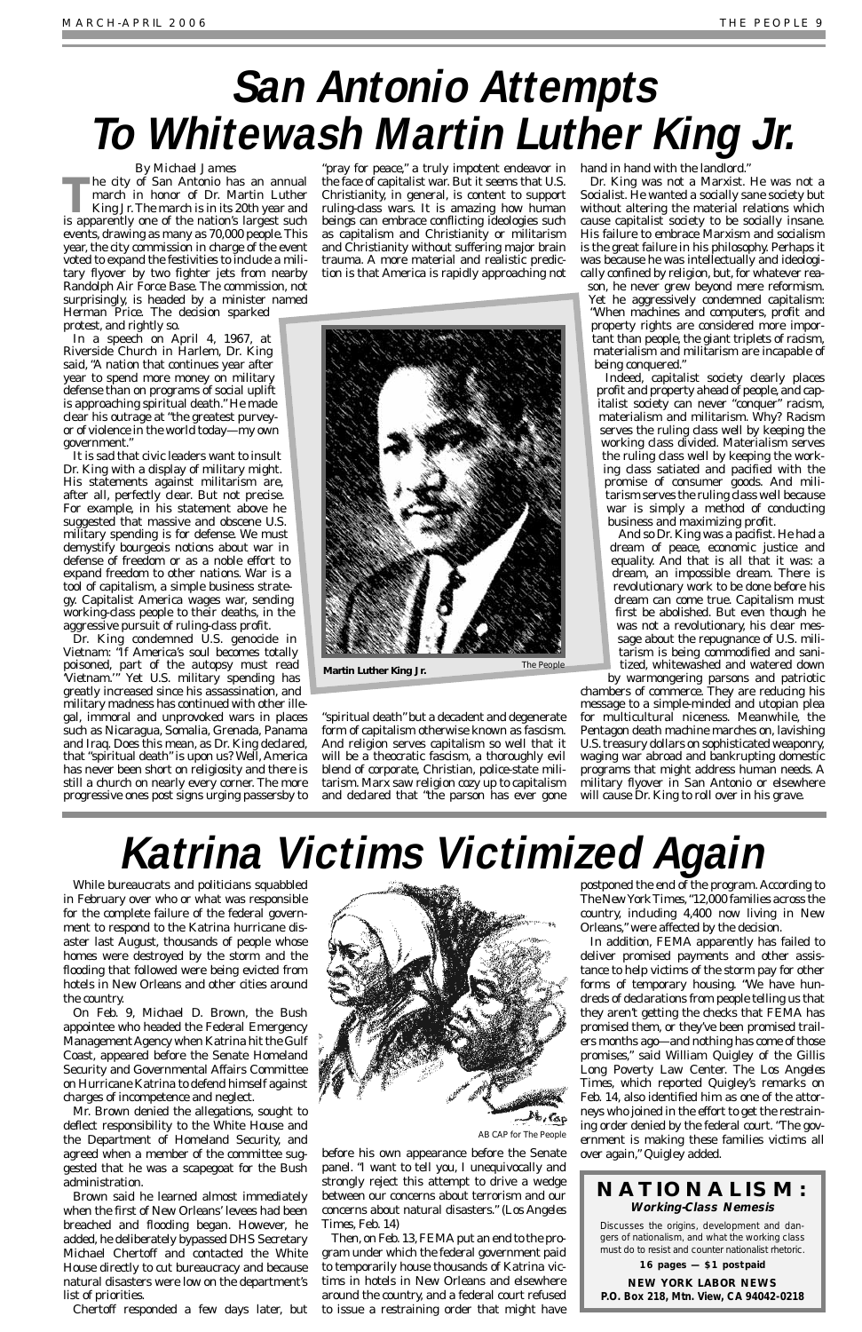# San Antonio Attempts To Whitewash Martin Luther King Jr.

By Michael James

The city of San Antonio has an annual march in honor of Dr. Martin Luther King Jr. The march is in its 20th year and is apparently one of the nation's largest such events, drawing as many as 70,000 people. This year, the city commission in charge of the event voted to expand the festivities to include a military flyover by two fighter jets from nearby Randolph Air Force Base. The commission, not surprisingly, is headed by a minister named Herman Price. The decision sparked protest, and rightly so.

In a speech on April 4, 1967, at Riverside Church in Harlem, Dr. King said, "A nation that continues year after year to spend more money on military defense than on programs of social uplift is approaching spiritual death." He made clear his outrage at "the greatest purveyor of violence in the world today—my own government."

It is sad that civic leaders want to insult Dr. King with a display of military might. His statements against militarism are, after all, perfectly clear. But not precise. For example, in his statement above he suggested that massive and obscene U.S. military spending is for defense. We must demystify bourgeois notions about war in defense of freedom or as a noble effort to expand freedom to other nations. War is a tool of capitalism, a simple business strategy. Capitalist America wages war, sending working-class people to their deaths, in the aggressive pursuit of ruling-class profit.

Dr. King condemned U.S. genocide in Vietnam: "If America's soul becomes totally poisoned, part of the autopsy must read 'Vietnam.'" Yet U.S. military spending has greatly increased since his assassination, and military madness has continued with other illegal, immoral and unprovoked wars in places such as Nicaragua, Somalia, Grenada, Panama and Iraq. Does this mean, as Dr. King declared, that "spiritual death" is upon us? Well, America has never been short on religiosity and there is still a church on nearly every corner. The more progressive ones post signs urging passersby to "pray for peace," a truly impotent endeavor in the face of capitalist war. But it seems that U.S. Christianity, in general, is content to support ruling-class wars. It is amazing how human beings can embrace conflicting ideologies such as capitalism and Christianity or militarism and Christianity without suffering major brain trauma. A more material and realistic prediction is that America is rapidly approaching not "spiritual death" but a decadent and degenerate form of capitalism otherwise known as fascism. And religion serves capitalism so well that it will be a theocratic fascism, a thoroughly evil blend of corporate, Christian, police-state militarism. Marx saw religion cozy up to capitalism and declared that "the parson has ever gone hand in hand with the landlord."

**Martin Luther King Jr.** The People

Dr. King was not a Marxist. He was not a Socialist. He wanted a socially sane society but without altering the material relations which cause capitalist society to be socially insane. His failure to embrace Marxism and socialism is the great failure in his philosophy. Perhaps it was because he was intellectually and ideologically confined by religion, but, for whatever reason, he never grew beyond mere reformism. Yet he aggressively condemned capitalism: "When machines and computers, profit and property rights are considered more important than people, the giant triplets of racism, materialism and militarism are incapable of being conquered."

Indeed, capitalist society clearly places profit and property ahead of people, and capitalist society can never "conquer" racism, materialism and militarism. Why? Racism serves the ruling class well by keeping the working class divided. Materialism serves the ruling class well by keeping the working class satiated and pacified with the promise of consumer goods. And militarism serves the ruling class well because war is simply a method of conducting business and maximizing profit.

And so Dr. King was a pacifist. He had a dream of peace, economic justice and equality. And that is all that it was: a dream, an impossible dream. There is revolutionary work to be done before his dream can come true. Capitalism must first be abolished. But even though he was not a revolutionary, his clear message about the repugnance of U.S. militarism is being commodified and sanitized, whitewashed and watered down by warmongering parsons and patriotic chambers of commerce. They are reducing his message to a simple-minded and utopian plea for multicultural niceness. Meanwhile, the Pentagon death machine marches on, lavishing U.S. treasury dollars on sophisticated weaponry, waging war abroad and bankrupting domestic programs that might address human needs. A military flyover in San Antonio or elsewhere will cause Dr. King to roll over in his grave.

# Katrina Victims Victimized Again

While bureaucrats and politicians squabbled in February over who or what was responsible for the complete failure of the federal government to respond to the Katrina hurricane disaster last August, thousands of people whose homes were destroyed by the storm and the flooding that followed were being evicted from hotels in New Orleans and other cities around the country.

On Feb. 9, Michael D. Brown, the Bush appointee who headed the Federal Emergency Management Agency when Katrina hit the Gulf Coast, appeared before the Senate Homeland Security and Governmental Affairs Committee on Hurricane Katrina to defend himself against charges of incompetence and neglect.

Mr. Brown denied the allegations, sought to deflect responsibility to the White House and the Department of Homeland Security, and agreed when a member of the committee suggested that he was a scapegoat for the Bush administration.

Brown said he learned almost immediately when the first of New Orleans' levees had been breached and flooding began. However, he added, he deliberately bypassed DHS Secretary Michael Chertoff and contacted the White House directly to cut bureaucracy and because natural disasters were low on the department's list of priorities.

Chertoff responded a few days later, but before his own appearance before the Senate panel. "I want to tell you, I unequivocally and strongly reject this attempt to drive a wedge between our concerns about terrorism and our concerns about natural disasters." (*Los Angeles Times*, Feb. 14)

AB CAP for The People

Then, on Feb. 13, FEMA put an end to the program under which the federal government paid to temporarily house thousands of Katrina victims in hotels in New Orleans and elsewhere around the country, and a federal court refused to issue a restraining order that might have postponed the end of the program. According to *The New York Times*, "12,000 families across the country, including 4,400 now living in New Orleans," were affected by the decision.

In addition, FEMA apparently has failed to deliver promised payments and other assistance to help victims of the storm pay for other forms of temporary housing. "We have hundreds of declarations from people telling us that they aren't getting the checks that FEMA has promised them, or they've been promised trailers months ago—and nothing has come of those promises," said William Quigley of the Gillis Long Poverty Law Center. The *Los Angeles Times*, which reported Quigley's remarks on Feb. 14, also identified him as one of the attorneys who joined in the effort to get the restraining order denied by the federal court. "The government is making these families victims all over again," Quigley added.

**NATIONALISM:**
***Working-Class Nemesis***

Discusses the origins, development and dangers of nationalism, and what the working class must do to resist and counter nationalist rhetoric.

**16 pages — $1 postpaid**

**NEW YORK LABOR NEWS**
**P.O. Box 218, Mtn. View, CA 94042-0218**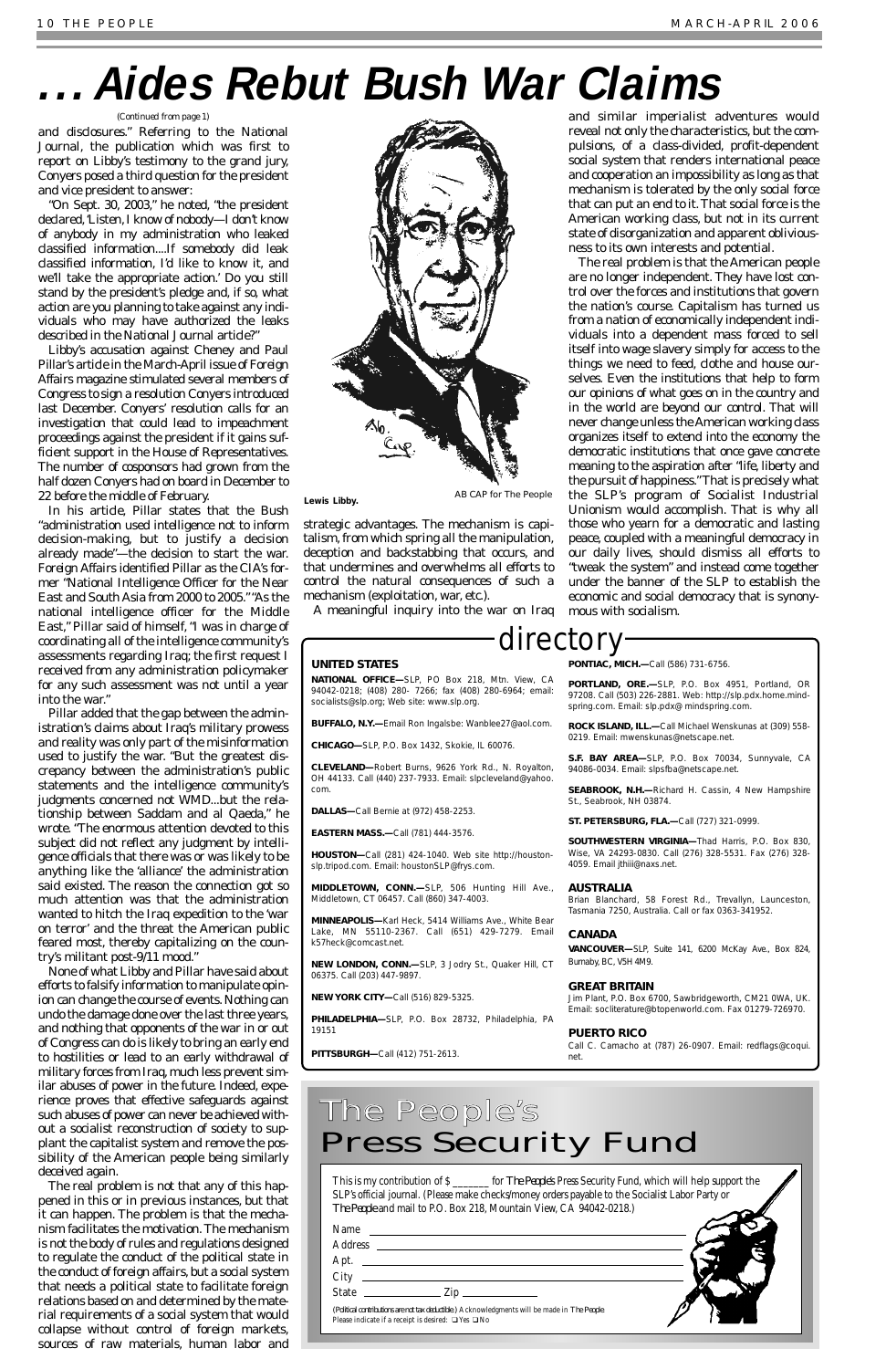# ... Aides Rebut Bush War Claims

(Continued from page 1)

and disclosures." Referring to the National Journal, the publication which was first to report on Libby's testimony to the grand jury, Conyers posed a third question for the president and vice president to answer:

"On Sept. 30, 2003," he noted, "the president declared, 'Listen, I know of nobody—I don't know of anybody in my administration who leaked classified information....If somebody did leak classified information, I'd like to know it, and we'll take the appropriate action.' Do you still stand by the president's pledge and, if so, what action are you planning to take against any individuals who may have authorized the leaks described in the National Journal article?"

Libby's accusation against Cheney and Paul Pillar's article in the March-April issue of Foreign Affairs magazine stimulated several members of Congress to sign a resolution Conyers introduced last December. Conyers' resolution calls for an investigation that could lead to impeachment proceedings against the president if it gains sufficient support in the House of Representatives. The number of cosponsors had grown from the half dozen Conyers had on board in December to 22 before the middle of February.

In his article, Pillar states that the Bush "administration used intelligence not to inform decision-making, but to justify a decision already made"—the decision to start the war. Foreign Affairs identified Pillar as the CIA's former "National Intelligence Officer for the Near East and South Asia from 2000 to 2005." "As the national intelligence officer for the Middle East," Pillar said of himself, "I was in charge of coordinating all of the intelligence community's assessments regarding Iraq; the first request I received from any administration policymaker for any such assessment was not until a year into the war."

Pillar added that the gap between the administration's claims about Iraq's military prowess and reality was only part of the misinformation used to justify the war. "But the greatest discrepancy between the administration's public statements and the intelligence community's judgments concerned not WMD...but the relationship between Saddam and al Qaeda," he wrote. "The enormous attention devoted to this subject did not reflect any judgment by intelligence officials that there was or was likely to be anything like the 'alliance' the administration said existed. The reason the connection got so much attention was that the administration wanted to hitch the Iraq expedition to the 'war on terror' and the threat the American public feared most, thereby capitalizing on the country's militant post-9/11 mood."

None of what Libby and Pillar have said about efforts to falsify information to manipulate opinion can change the course of events. Nothing can undo the damage done over the last three years, and nothing that opponents of the war in or out of Congress can do is likely to bring an early end to hostilities or lead to an early withdrawal of military forces from Iraq, much less prevent similar abuses of power in the future. Indeed, experience proves that effective safeguards against such abuses of power can never be achieved without a socialist reconstruction of society to supplant the capitalist system and remove the possibility of the American people being similarly deceived again.

The real problem is not that any of this happened in this or in previous instances, but that it can happen. The problem is that the mechanism facilitates the motivation. The mechanism is not the body of rules and regulations designed to regulate the conduct of the political state in the conduct of foreign affairs, but a social system that needs a political state to facilitate foreign relations based on and determined by the material requirements of a social system that would collapse without control of foreign markets, sources of raw materials, human labor and strategic advantages. The mechanism is capitalism, from which spring all the manipulation, deception and backstabbing that occurs, and that undermines and overwhelms all efforts to control the natural consequences of such a mechanism (exploitation, war, etc.).

A meaningful inquiry into the war on Iraq and similar imperialist adventures would reveal not only the characteristics, but the compulsions, of a class-divided, profit-dependent social system that renders international peace and cooperation an impossibility as long as that mechanism is tolerated by the only social force that can put an end to it. That social force is the American working class, but not in its current state of disorganization and apparent obliviousness to its own interests and potential.

The real problem is that the American people are no longer independent. They have lost control over the forces and institutions that govern the nation's course. Capitalism has turned us from a nation of economically independent individuals into a dependent mass forced to sell itself into wage slavery simply for access to the things we need to feed, clothe and house ourselves. Even the institutions that help to form our opinions of what goes on in the country and in the world are beyond our control. That will never change unless the American working class organizes itself to extend into the economy the democratic institutions that once gave concrete meaning to the aspiration after "life, liberty and the pursuit of happiness." That is precisely what the SLP's program of Socialist Industrial Unionism would accomplish. That is why all those who yearn for a democratic and lasting peace, coupled with a meaningful democracy in our daily lives, should dismiss all efforts to "tweak the system" and instead come together under the banner of the SLP to establish the economic and social democracy that is synonymous with socialism.

**Lewis Libby.** AB CAP for The People

## directory

### UNITED STATES

**NATIONAL OFFICE—**SLP, PO Box 218, Mtn. View, CA 94042-0218; (408) 280- 7266; fax (408) 280-6964; email: socialists@slp.org; Web site: www.slp.org.

**BUFFALO, N.Y.—**Email Ron Ingalsbe: Wanblee27@aol.com.

**CHICAGO—**SLP, P.O. Box 1432, Skokie, IL 60076.

**CLEVELAND—**Robert Burns, 9626 York Rd., N. Royalton, OH 44133. Call (440) 237-7933. Email: slpcleveland@yahoo.com.

**DALLAS—**Call Bernie at (972) 458-2253.

**EASTERN MASS.—**Call (781) 444-3576.

**HOUSTON—**Call (281) 424-1040. Web site http://houstonslp.tripod.com. Email: houstonSLP@frys.com.

**MIDDLETOWN, CONN.—**SLP, 506 Hunting Hill Ave., Middletown, CT 06457. Call (860) 347-4003.

**MINNEAPOLIS—**Karl Heck, 5414 Williams Ave., White Bear Lake, MN 55110-2367. Call (651) 429-7279. Email k57heck@comcast.net.

**NEW LONDON, CONN.—**SLP, 3 Jodry St., Quaker Hill, CT 06375. Call (203) 447-9897.

**NEW YORK CITY—**Call (516) 829-5325.

**PHILADELPHIA—**SLP, P.O. Box 28732, Philadelphia, PA 19151

**PITTSBURGH—**Call (412) 751-2613.

**PONTIAC, MICH.—**Call (586) 731-6756.

**PORTLAND, ORE.—**SLP, P.O. Box 4951, Portland, OR 97208. Call (503) 226-2881. Web: http://slp.pdx.home.mindspring.com. Email: slp.pdx@ mindspring.com.

**ROCK ISLAND, ILL.—**Call Michael Wenskunas at (309) 558-0219. Email: mwenskunas@netscape.net.

**S.F. BAY AREA—**SLP, P.O. Box 70034, Sunnyvale, CA 94086-0034. Email: slpsfba@netscape.net.

**SEABROOK, N.H.—**Richard H. Cassin, 4 New Hampshire St., Seabrook, NH 03874.

**ST. PETERSBURG, FLA.—**Call (727) 321-0999.

**SOUTHWESTERN VIRGINIA—**Thad Harris, P.O. Box 830, Wise, VA 24293-0830. Call (276) 328-5531. Fax (276) 328-4059. Email jthiii@naxs.net.

### AUSTRALIA

Brian Blanchard, 58 Forest Rd., Trevallyn, Launceston, Tasmania 7250, Australia. Call or fax 0363-341952.

### CANADA

**VANCOUVER—**SLP, Suite 141, 6200 McKay Ave., Box 824, Burnaby, BC, V5H 4M9.

### GREAT BRITAIN

Jim Plant, P.O. Box 6700, Sawbridgeworth, CM21 0WA, UK. Email: socliterature@btopenworld.com. Fax 01279-726970.

### PUERTO RICO

Call C. Camacho at (787) 26-0907. Email: redflags@coqui.net.

## The People's Press Security Fund

This is my contribution of $ _______ for *The People's* Press Security Fund, which will help support the SLP's official journal. (Please make checks/money orders payable to the Socialist Labor Party or *The People* and mail to P.O. Box 218, Mountain View, CA 94042-0218.)

Name ______________________

Address ______________________

Apt. ______________________

City ______________________

State ____________ Zip ____________

(*Political contributions are not tax deductible.*) Acknowledgments will be made in *The People*. Please indicate if a receipt is desired: ❑ Yes ❑ No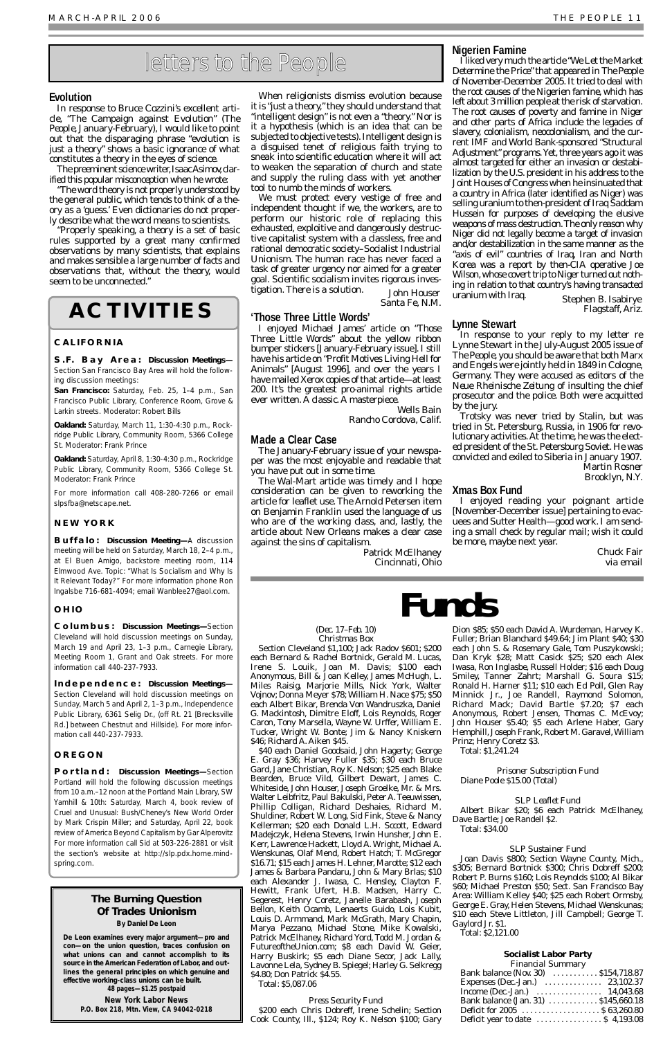# letters to the People

## Evolution

In response to Bruce Cozzini's excellent article, "The Campaign against Evolution" (The People, January-February), I would like to point out that the disparaging phrase "evolution is just a theory" shows a basic ignorance of what constitutes a theory in the eyes of science.

The preeminent science writer, Isaac Asimov, clarified this popular misconception when he wrote:

"The word theory is not properly understood by the general public, which tends to think of a theory as a 'guess.' Even dictionaries do not properly describe what the word means to scientists.

"Properly speaking, a theory is a set of basic rules supported by a great many confirmed observations by many scientists, that explains and makes sensible a large number of facts and observations that, without the theory, would seem to be unconnected."

When religionists dismiss evolution because it is "just a theory," they should understand that "intelligent design" is not even a "theory." Nor is it a hypothesis (which is an idea that can be subjected to objective tests). Intelligent design is a disguised tenet of religious faith trying to sneak into scientific education where it will act to weaken the separation of church and state and supply the ruling class with yet another tool to numb the minds of workers.

We must protect every vestige of free and independent thought if we, the workers, are to perform our historic role of replacing this exhausted, exploitive and dangerously destructive capitalist system with a classless, free and rational democratic society–Socialist Industrial Unionism. The human race has never faced a task of greater urgency nor aimed for a greater goal. Scientific socialism invites rigorous investigation. There is a solution.

John Houser
Santa Fe, N.M.

## 'Those Three Little Words'

I enjoyed Michael James' article on "Those Three Little Words" about the yellow ribbon bumper stickers [January-February issue]. I still have his article on "Profit Motives Living Hell for Animals" [August 1996], and over the years I have mailed Xerox copies of that article—at least 200. It's the greatest pro-animal rights article ever written. A classic. A masterpiece.

Wells Bain
Rancho Cordova, Calif.

## Made a Clear Case

The January-February issue of your newspaper was the most enjoyable and readable that you have put out in some time.

The Wal-Mart article was timely and I hope consideration can be given to reworking the article for leaflet use. The Arnold Petersen item on Benjamin Franklin used the language of us who are of the working class, and, lastly, the article about New Orleans makes a clear case against the sins of capitalism.

Patrick McElhaney
Cincinnati, Ohio

## Nigerien Famine

I liked very much the article "We Let the Market Determine the Price" that appeared in *The People* of November-December 2005. It tried to deal with the root causes of the Nigerien famine, which has left about 3 million people at the risk of starvation. The root causes of poverty and famine in Niger and other parts of Africa include the legacies of slavery, colonialism, neocolonialism, and the current IMF and World Bank-sponsored "Structural Adjustment" programs. Yet, three years ago it was almost targeted for either an invasion or destabilization by the U.S. president in his address to the Joint Houses of Congress when he insinuated that a country in Africa (later identified as Niger) was selling uranium to then-president of Iraq Saddam Hussein for purposes of developing the elusive weapons of mass destruction. The only reason why Niger did not legally become a target of invasion and/or destabilization in the same manner as the "axis of evil" countries of Iraq, Iran and North Korea was a report by then-CIA operative Joe Wilson, whose covert trip to Niger turned out nothing in relation to that country's having transacted uranium with Iraq.

Stephen B. Isabirye
Flagstaff, Ariz.

## Lynne Stewart

In response to your reply to my letter re Lynne Stewart in the July-August 2005 issue of *The People*, you should be aware that both Marx and Engels were jointly held in 1849 in Cologne, Germany. They were accused as editors of the *Neue Rheinische Zeitung* of insulting the chief prosecutor and the police. Both were acquitted by the jury.

Trotsky was never tried by Stalin, but was tried in St. Petersburg, Russia, in 1906 for revolutionary activities. At the time, he was the elected president of the St. Petersburg Soviet. He was convicted and exiled to Siberia in January 1907.

Martin Rosner
Brooklyn, N.Y.

## Xmas Box Fund

I enjoyed reading your poignant article [November-December issue] pertaining to evacuees and Sutter Health—good work. I am sending a small check by regular mail; wish it could be more, maybe next year.

Chuck Fair
via email

# ACTIVITIES

### CALIFORNIA

**S.F. Bay Area: Discussion Meetings—** Section San Francisco Bay Area will hold the following discussion meetings:

**San Francisco:** Saturday, Feb. 25, 1–4 p.m., San Francisco Public Library, Conference Room, Grove & Larkin streets. Moderator: Robert Bills

**Oakland:** Saturday, March 11, 1:30-4:30 p.m., Rockridge Public Library, Community Room, 5366 College St. Moderator: Frank Prince

**Oakland:** Saturday, April 8, 1:30-4:30 p.m., Rockridge Public Library, Community Room, 5366 College St. Moderator: Frank Prince

For more information call 408-280-7266 or email slpsfba@netscape.net.

### NEW YORK

**Buffalo: Discussion Meeting—**A discussion meeting will be held on Saturday, March 18, 2–4 p.m., at El Buen Amigo, backstore meeting room, 114 Elmwood Ave. Topic: "What Is Socialism and Why Is It Relevant Today?" For more information phone Ron Ingalsbe 716-681-4094; email Wanblee27@aol.com.

### OHIO

**Columbus: Discussion Meetings—**Section Cleveland will hold discussion meetings on Sunday, March 19 and April 23, 1–3 p.m., Carnegie Library, Meeting Room 1, Grant and Oak streets. For more information call 440-237-7933.

**Independence: Discussion Meetings—** Section Cleveland will hold discussion meetings on Sunday, March 5 and April 2, 1–3 p.m., Independence Public Library, 6361 Selig Dr., (off Rt. 21 [Brecksville Rd.] between Chestnut and Hillside). For more information call 440-237-7933.

### OREGON

**Portland: Discussion Meetings—**Section Portland will hold the following discussion meetings from 10 a.m.–12 noon at the Portland Main Library, SW Yamhill & 10th: Saturday, March 4, book review of Cruel and Unusual: Bush/Cheney's New World Order by Mark Crispin Miller; and Saturday, April 22, book review of America Beyond Capitalism by Gar Alperovitz For more information call Sid at 503-226-2881 or visit the section's website at http://slp.pdx.home.mindspring.com.

---

**The Burning Question Of Trades Unionism**
**By Daniel De Leon**

**De Leon examines every major argument—pro and con—on the union question, traces confusion on what unions can and cannot accomplish to its source in the American Federation of Labor, and outlines the general principles on which genuine and effective working-class unions can be built.**
**48 pages—$1.25 postpaid**

**New York Labor News**
**P.O. Box 218, Mtn. View, CA 94042-0218**

# Funds

(Dec. 17–Feb. 10)
Christmas Box

Section Cleveland $1,100; Jack Radov $601; $200 each Bernard & Rachel Bortnick, Gerald M. Lucas, Irene S. Louik, Joan M. Davis; $100 each Anonymous, Bill & Joan Kelley, James McHugh, L. Miles Raisig, Marjorie Mills, Nick York, Walter Vojnov; Donna Meyer $78; William H. Nace $75; $50 each Albert Bikar, Brenda Von Wandruszka, Daniel G. Mackintosh, Dimitre Eloff, Lois Reynolds, Roger Caron, Tony Marsella, Wayne W. Urffer, William E. Tucker, Wright W. Bonte; Jim & Nancy Kniskern $46; Richard A. Aiken $45.

$40 each Daniel Goodsaid, John Hagerty; George E. Gray $36; Harvey Fuller $35; $30 each Bruce Gard, Jane Christian, Roy K. Nelson; $25 each Blake Bearden, Bruce Vild, Gilbert Dewart, James C. Whiteside, John Houser, Joseph Groelke, Mr. & Mrs. Walter Leibfritz, Paul Bakulski, Peter A. Teeuwissen, Phillip Colligan, Richard Deshaies, Richard M. Shuldiner, Robert W. Long, Sid Fink, Steve & Nancy Kellerman; $20 each Donald L.H. Sccott, Edward Madejczyk, Helena Stevens, Irwin Hunsher, John E. Kerr, Lawrence Hackett, Lloyd A. Wright, Michael A. Wenskunas, Olaf Mend, Robert Hatch; T. McGregor $16.71; $15 each James H. Lehner, Marotte; $12 each James & Barbara Pandaru, John & Mary Brlas; $10 each Alexander J. Iwasa, C. Hensley, Clayton F. Hewitt, Frank Ufert, H.B. Madsen, Harry C. Segerest, Henry Coretz, Janelle Barabash, Joseph Bellon, Keith Ocamb, Lenaerts Guido, Lois Kubit, Louis D. Armmand, Mark McGrath, Mary Chapin, Marya Pezzano, Michael Stone, Mike Kowalski, Patrick McElhaney, Richard Yord, Todd M. Jordan & FutureoftheUnion.com; $8 each David W. Geier, Harry Buskirk; $5 each Diane Secor, Jack Lally, Lavonne Lela, Sydney B. Spiegel; Harley G. Selkregg $4.80; Don Patrick $4.55.

Total: $5,087.06

Press Security Fund

$200 each Chris Dobreff, Irene Schelin; Section Cook County, Ill., $124; Roy K. Nelson $100; Gary Dion $85; $50 each David A. Wurdeman, Harvey K. Fuller; Brian Blanchard $49.64; Jim Plant $40; $30 each John S. & Rosemary Gale, Tom Puszykowski; Dan Kryk $28; Matt Casick $25; $20 each Alex Iwasa, Ron Inglasbe, Russell Holder; $16 each Doug Smiley, Tanner Zahrt; Marshall G. Soura $15; Ronald H. Harner $11; $10 each Ed Poll, Glen Ray Minnick Jr., Joe Randell, Raymond Solomon, Richard Mack; David Bartle $7.20; $7 each Anonymous, Robert Jensen, Thomas C. McEvoy; John Houser $5.40; $5 each Arlene Haber, Gary Hemphill, Joseph Frank, Robert M. Garavel, William Prinz; Henry Coretz $3.

Total: $1,241.24

Prisoner Subscription Fund

Diane Poole $15.00 (Total)

SLP Leaflet Fund

Albert Bikar $20; $6 each Patrick McElhaney, Dave Bartle; Joe Randell $2.

Total: $34.00

SLP Sustainer Fund

Joan Davis $800; Section Wayne County, Mich., $305; Bernard Bortnick $300; Chris Dobreff $200; Robert P. Burns $160; Lois Reynolds $100; Al Bikar $60; Michael Preston $50; Sect. San Francisco Bay Area: William Kelley $40; $25 each Robert Ormsby, George E. Gray, Helen Stevens, Michael Wenskunas; $10 each Steve Littleton, Jill Campbell; George T. Gaylord Jr. $1.

Total: $2,121.00

**Socialist Labor Party**
Financial Summary

| | |
|---|---|
| Bank balance (Nov. 30) | $154,718.87 |
| Expenses (Dec-Jan.) | 23,102.37 |
| Income (Dec-Jan.) | 14,043.68 |
| Bank balance (Jan. 31) | $145,660.18 |
| Deficit for 2005 | $ 63,260.80 |
| Deficit year to date | $ 4,193.08 |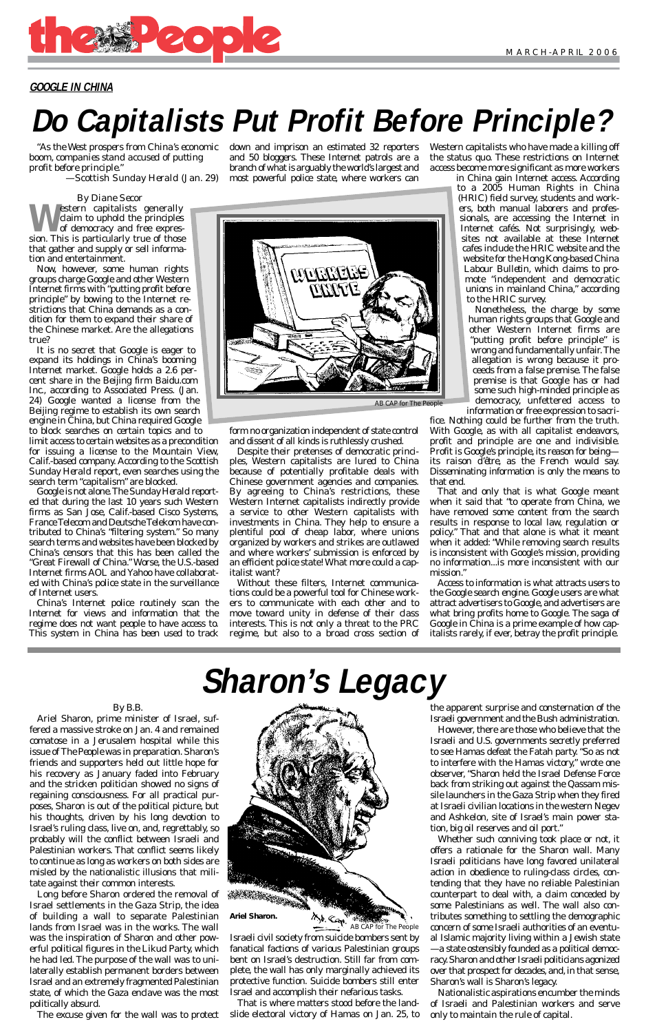*GOOGLE IN CHINA*

# Do Capitalists Put Profit Before Principle?

"As the West prospers from China's economic boom, companies stand accused of putting profit before principle."

—*Scottish Sunday Herald* (Jan. 29)

By Diane Secor

Western capitalists generally claim to uphold the principles of democracy and free expression. This is particularly true of those that gather and supply or sell information and entertainment.

Now, however, some human rights groups charge Google and other Western Internet firms with "putting profit before principle" by bowing to the Internet restrictions that China demands as a condition for them to expand their share of the Chinese market. Are the allegations true?

It is no secret that Google is eager to expand its holdings in China's booming Internet market. Google holds a 2.6 percent share in the Beijing firm Baidu.com Inc., according to Associated Press. (Jan. 24) Google wanted a license from the Beijing regime to establish its own search engine in China, but China required Google to block searches on certain topics and to limit access to certain websites as a precondition for issuing a license to the Mountain View, Calif.-based company. According to the Scottish *Sunday Herald* report, even searches using the search term "capitalism" are blocked.

Google is not alone. The *Sunday Herald* reported that during the last 10 years such Western firms as San Jose, Calif.-based Cisco Systems, France Telecom and Deutsche Telekom have contributed to China's "filtering system." So many search terms and websites have been blocked by China's censors that this has been called the "Great Firewall of China." Worse, the U.S.-based Internet firms AOL and Yahoo have collaborated with China's police state in the surveillance of Internet users.

China's Internet police routinely scan the Internet for views and information that the regime does not want people to have access to. This system in China has been used to track down and imprison an estimated 32 reporters and 50 bloggers. These Internet patrols are a branch of what is arguably the world's largest and most powerful police state, where workers can form no organization independent of state control and dissent of all kinds is ruthlessly crushed.

AB CAP for The People

Despite their pretenses of democratic principles, Western capitalists are lured to China because of potentially profitable deals with Chinese government agencies and companies. By agreeing to China's restrictions, these Western Internet capitalists indirectly provide a service to other Western capitalists with investments in China. They help to ensure a plentiful pool of cheap labor, where unions organized by workers and strikes are outlawed and where workers' submission is enforced by an efficient police state! What more could a capitalist want?

Without these filters, Internet communications could be a powerful tool for Chinese workers to communicate with each other and to move toward unity in defense of their class interests. This is not only a threat to the PRC regime, but also to a broad cross section of Western capitalists who have made a killing off the status quo. These restrictions on Internet access become more significant as more workers in China gain Internet access. According to a 2005 Human Rights in China (HRIC) field survey, students and workers, both manual laborers and professionals, are accessing the Internet in Internet cafés. Not surprisingly, websites not available at these Internet cafes include the HRIC website and the website for the Hong Kong-based China Labour Bulletin, which claims to promote "independent and democratic unions in mainland China," according to the HRIC survey.

Nonetheless, the charge by some human rights groups that Google and other Western Internet firms are "putting profit before principle" is wrong and fundamentally unfair. The allegation is wrong because it proceeds from a false premise. The false premise is that Google has or had some such high-minded principle as democracy, unfettered access to information or free expression to sacrifice. Nothing could be further from the truth. With Google, as with all capitalist endeavors, profit and principle are one and indivisible. Profit is Google's principle, its reason for being—its *raison d'être*, as the French would say. Disseminating information is only the means to that end.

That and only that is what Google meant when it said that "to operate from China, we have removed some content from the search results in response to local law, regulation or policy." That and that alone is what it meant when it added: "While removing search results is inconsistent with Google's mission, providing no information...is more inconsistent with our mission."

Access to information is what attracts users to the Google search engine. Google users are what attract advertisers to Google, and advertisers are what bring profits home to Google. The saga of Google in China is a prime example of how capitalists rarely, if ever, betray the profit principle.

# Sharon's Legacy

By B.B.

Ariel Sharon, prime minister of Israel, suffered a massive stroke on Jan. 4 and remained comatose in a Jerusalem hospital while this issue of *The People* was in preparation. Sharon's friends and supporters held out little hope for his recovery as January faded into February and the stricken politician showed no signs of regaining consciousness. For all practical purposes, Sharon is out of the political picture, but his thoughts, driven by his long devotion to Israel's ruling class, live on, and, regrettably, so probably will the conflict between Israeli and Palestinian workers. That conflict seems likely to continue as long as workers on both sides are misled by the nationalistic illusions that militate against their common interests.

Long before Sharon ordered the removal of Israel settlements in the Gaza Strip, the idea of building a wall to separate Palestinian lands from Israel was in the works. The wall was the inspiration of Sharon and other powerful political figures in the Likud Party, which he had led. The purpose of the wall was to unilaterally establish permanent borders between Israel and an extremely fragmented Palestinian state, of which the Gaza enclave was the most politically absurd.

The excuse given for the wall was to protect Israeli civil society from suicide bombers sent by fanatical factions of various Palestinian groups bent on Israel's destruction. Still far from complete, the wall has only marginally achieved its protective function. Suicide bombers still enter Israel and accomplish their nefarious tasks.

**Ariel Sharon.** AB CAP for The People

That is where matters stood before the landslide electoral victory of Hamas on Jan. 25, to the apparent surprise and consternation of the Israeli government and the Bush administration.

However, there are those who believe that the Israeli and U.S. governments secretly preferred to see Hamas defeat the Fatah party. "So as not to interfere with the Hamas victory," wrote one observer, "Sharon held the Israel Defense Force back from striking out against the Qassam missile launchers in the Gaza Strip when they fired at Israeli civilian locations in the western Negev and Ashkelon, site of Israel's main power station, big oil reserves and oil port."

Whether such conniving took place or not, it offers a rationale for the Sharon wall. Many Israeli politicians have long favored unilateral action in obedience to ruling-class circles, contending that they have no reliable Palestinian counterpart to deal with, a claim conceded by some Palestinians as well. The wall also contributes something to settling the demographic concern of some Israeli authorities of an eventual Islamic majority living within a Jewish state—a state ostensibly founded as a political democracy. Sharon and other Israeli politicians agonized over that prospect for decades, and, in that sense, Sharon's wall is Sharon's legacy.

Nationalistic aspirations encumber the minds of Israeli and Palestinian workers and serve only to maintain the rule of capital.